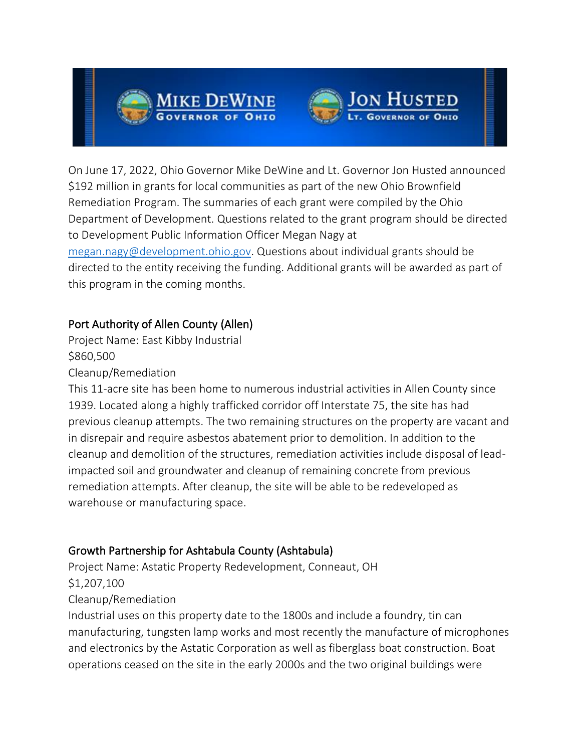On June 17, 2022, Ohio Governor Mike DeWine and Lt. Governor Jon Husted announced $192 million in grants for local communities as part of the new Ohio Brownfield Remediation Program. The summaries of each grant were compiled by the Ohio Department of Development. Questions related to the grant program should be directed to Development Public Information Officer Megan Nagy at [megan.nagy@development.ohio.gov](mailto:megan.nagy@development.ohio.gov). Questions about individual grants should be directed to the entity receiving the funding. Additional grants will be awarded as part of this program in the coming months.

### Port Authority of Allen County (Allen)

Project Name: East Kibby Industrial

$860,500

Cleanup/Remediation

This 11-acre site has been home to numerous industrial activities in Allen County since 1939. Located along a highly trafficked corridor off Interstate 75, the site has had previous cleanup attempts. The two remaining structures on the property are vacant and in disrepair and require asbestos abatement prior to demolition. In addition to the cleanup and demolition of the structures, remediation activities include disposal of lead-impacted soil and groundwater and cleanup of remaining concrete from previous remediation attempts. After cleanup, the site will be able to be redeveloped as warehouse or manufacturing space.

### Growth Partnership for Ashtabula County (Ashtabula)

Project Name: Astatic Property Redevelopment, Conneaut, OH

$1,207,100

Cleanup/Remediation

Industrial uses on this property date to the 1800s and include a foundry, tin can manufacturing, tungsten lamp works and most recently the manufacture of microphones and electronics by the Astatic Corporation as well as fiberglass boat construction. Boat operations ceased on the site in the early 2000s and the two original buildings were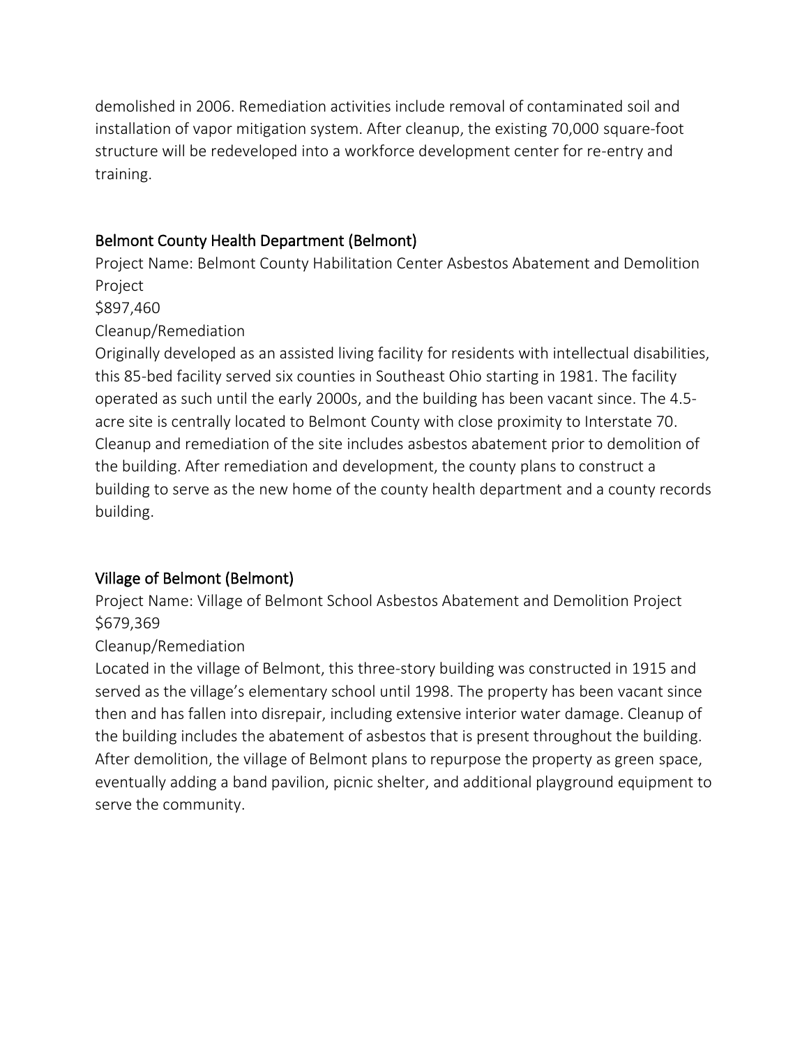demolished in 2006. Remediation activities include removal of contaminated soil and installation of vapor mitigation system. After cleanup, the existing 70,000 square-foot structure will be redeveloped into a workforce development center for re-entry and training.

## Belmont County Health Department (Belmont)

Project Name: Belmont County Habilitation Center Asbestos Abatement and Demolition Project

$897,460

Cleanup/Remediation

Originally developed as an assisted living facility for residents with intellectual disabilities, this 85-bed facility served six counties in Southeast Ohio starting in 1981. The facility operated as such until the early 2000s, and the building has been vacant since. The 4.5-acre site is centrally located to Belmont County with close proximity to Interstate 70. Cleanup and remediation of the site includes asbestos abatement prior to demolition of the building. After remediation and development, the county plans to construct a building to serve as the new home of the county health department and a county records building.

## Village of Belmont (Belmont)

Project Name: Village of Belmont School Asbestos Abatement and Demolition Project

$679,369

Cleanup/Remediation

Located in the village of Belmont, this three-story building was constructed in 1915 and served as the village's elementary school until 1998. The property has been vacant since then and has fallen into disrepair, including extensive interior water damage. Cleanup of the building includes the abatement of asbestos that is present throughout the building. After demolition, the village of Belmont plans to repurpose the property as green space, eventually adding a band pavilion, picnic shelter, and additional playground equipment to serve the community.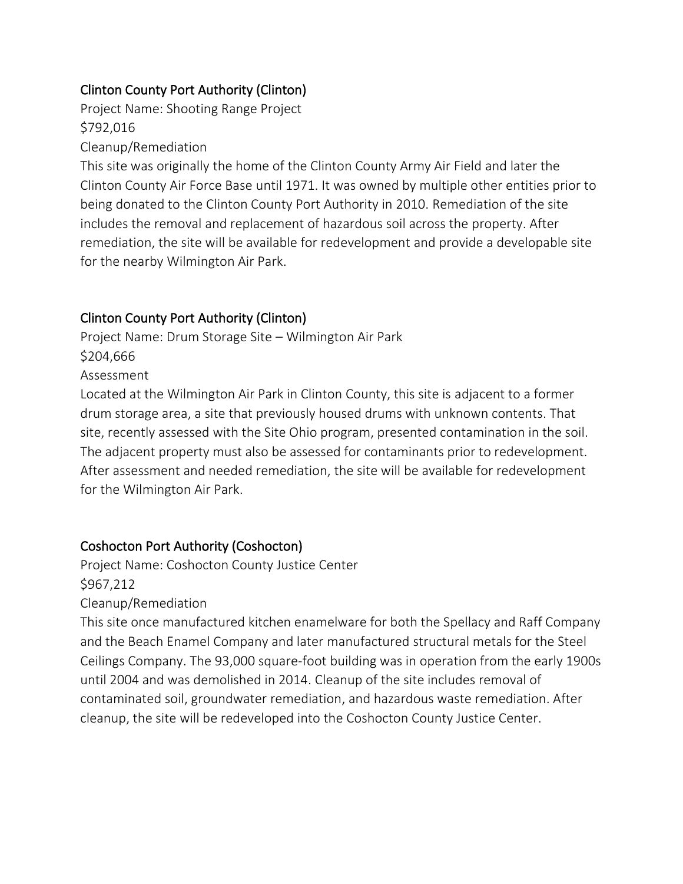## Clinton County Port Authority (Clinton)

Project Name: Shooting Range Project

$792,016

Cleanup/Remediation

This site was originally the home of the Clinton County Army Air Field and later the Clinton County Air Force Base until 1971. It was owned by multiple other entities prior to being donated to the Clinton County Port Authority in 2010. Remediation of the site includes the removal and replacement of hazardous soil across the property. After remediation, the site will be available for redevelopment and provide a developable site for the nearby Wilmington Air Park.

## Clinton County Port Authority (Clinton)

Project Name: Drum Storage Site – Wilmington Air Park

$204,666

Assessment

Located at the Wilmington Air Park in Clinton County, this site is adjacent to a former drum storage area, a site that previously housed drums with unknown contents. That site, recently assessed with the Site Ohio program, presented contamination in the soil. The adjacent property must also be assessed for contaminants prior to redevelopment. After assessment and needed remediation, the site will be available for redevelopment for the Wilmington Air Park.

## Coshocton Port Authority (Coshocton)

Project Name: Coshocton County Justice Center

$967,212

Cleanup/Remediation

This site once manufactured kitchen enamelware for both the Spellacy and Raff Company and the Beach Enamel Company and later manufactured structural metals for the Steel Ceilings Company. The 93,000 square-foot building was in operation from the early 1900s until 2004 and was demolished in 2014. Cleanup of the site includes removal of contaminated soil, groundwater remediation, and hazardous waste remediation. After cleanup, the site will be redeveloped into the Coshocton County Justice Center.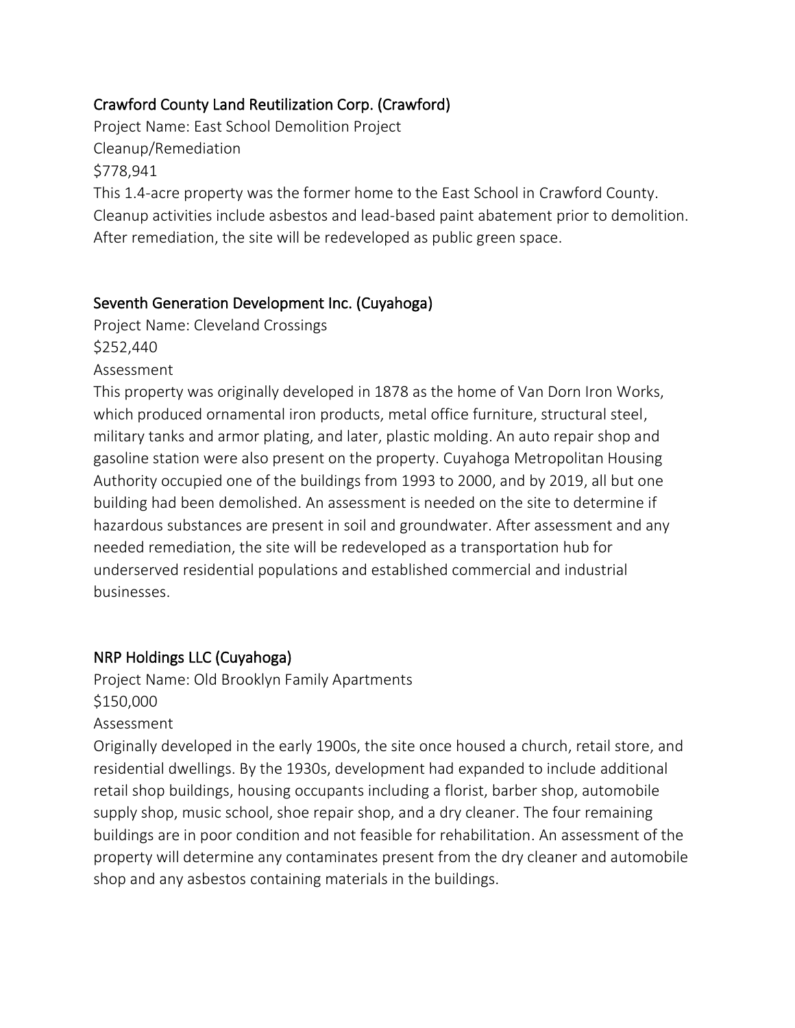## Crawford County Land Reutilization Corp. (Crawford)

Project Name: East School Demolition Project
Cleanup/Remediation
$778,941

This 1.4-acre property was the former home to the East School in Crawford County. Cleanup activities include asbestos and lead-based paint abatement prior to demolition. After remediation, the site will be redeveloped as public green space.

## Seventh Generation Development Inc. (Cuyahoga)

Project Name: Cleveland Crossings
$252,440
Assessment

This property was originally developed in 1878 as the home of Van Dorn Iron Works, which produced ornamental iron products, metal office furniture, structural steel, military tanks and armor plating, and later, plastic molding. An auto repair shop and gasoline station were also present on the property. Cuyahoga Metropolitan Housing Authority occupied one of the buildings from 1993 to 2000, and by 2019, all but one building had been demolished. An assessment is needed on the site to determine if hazardous substances are present in soil and groundwater. After assessment and any needed remediation, the site will be redeveloped as a transportation hub for underserved residential populations and established commercial and industrial businesses.

## NRP Holdings LLC (Cuyahoga)

Project Name: Old Brooklyn Family Apartments
$150,000
Assessment

Originally developed in the early 1900s, the site once housed a church, retail store, and residential dwellings. By the 1930s, development had expanded to include additional retail shop buildings, housing occupants including a florist, barber shop, automobile supply shop, music school, shoe repair shop, and a dry cleaner. The four remaining buildings are in poor condition and not feasible for rehabilitation. An assessment of the property will determine any contaminates present from the dry cleaner and automobile shop and any asbestos containing materials in the buildings.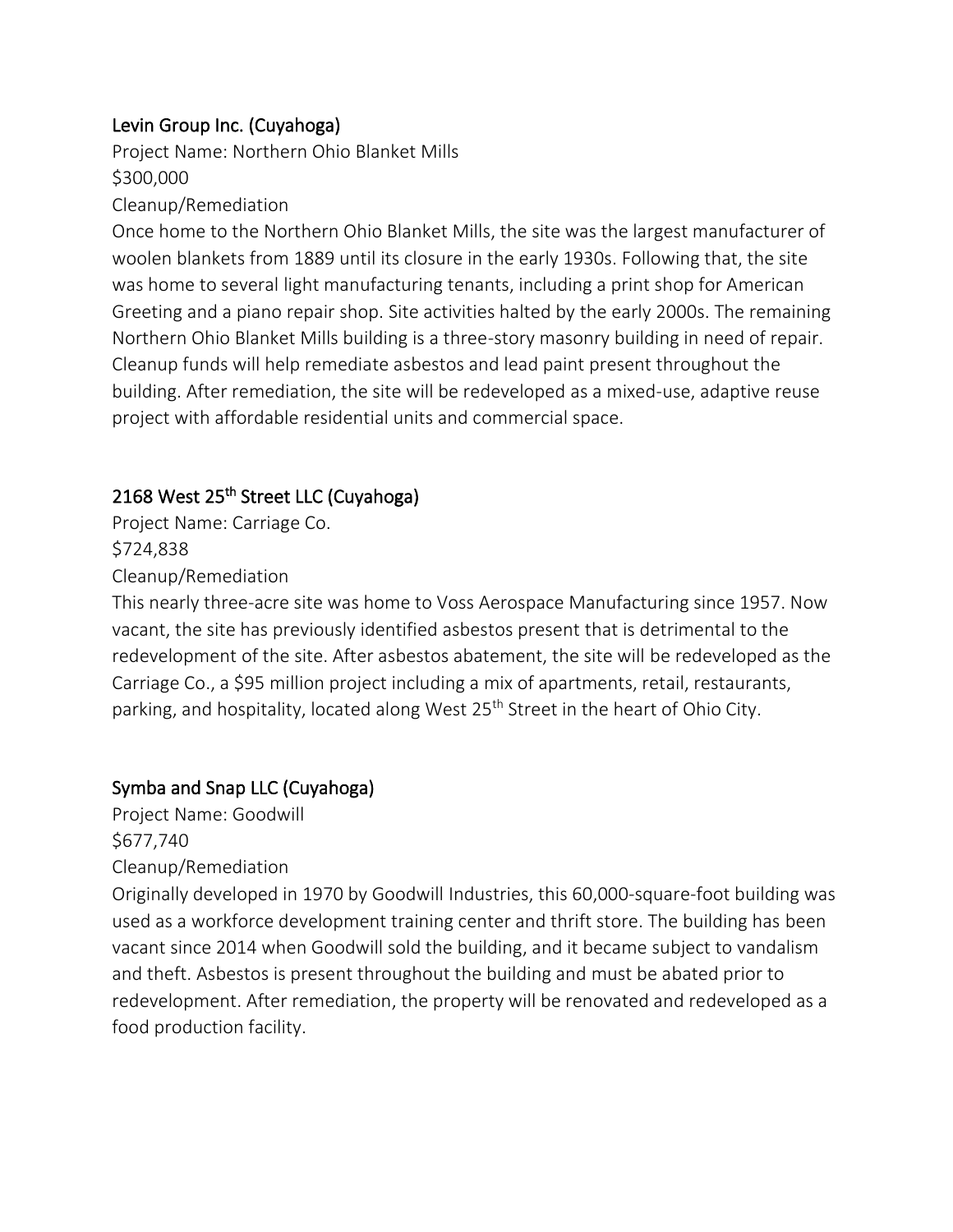### Levin Group Inc. (Cuyahoga)

Project Name: Northern Ohio Blanket Mills

$300,000

Cleanup/Remediation

Once home to the Northern Ohio Blanket Mills, the site was the largest manufacturer of woolen blankets from 1889 until its closure in the early 1930s. Following that, the site was home to several light manufacturing tenants, including a print shop for American Greeting and a piano repair shop. Site activities halted by the early 2000s. The remaining Northern Ohio Blanket Mills building is a three-story masonry building in need of repair. Cleanup funds will help remediate asbestos and lead paint present throughout the building. After remediation, the site will be redeveloped as a mixed-use, adaptive reuse project with affordable residential units and commercial space.

### 2168 West 25th Street LLC (Cuyahoga)

Project Name: Carriage Co.

$724,838

Cleanup/Remediation

This nearly three-acre site was home to Voss Aerospace Manufacturing since 1957. Now vacant, the site has previously identified asbestos present that is detrimental to the redevelopment of the site. After asbestos abatement, the site will be redeveloped as the Carriage Co., a $95 million project including a mix of apartments, retail, restaurants, parking, and hospitality, located along West 25th Street in the heart of Ohio City.

### Symba and Snap LLC (Cuyahoga)

Project Name: Goodwill

$677,740

Cleanup/Remediation

Originally developed in 1970 by Goodwill Industries, this 60,000-square-foot building was used as a workforce development training center and thrift store. The building has been vacant since 2014 when Goodwill sold the building, and it became subject to vandalism and theft. Asbestos is present throughout the building and must be abated prior to redevelopment. After remediation, the property will be renovated and redeveloped as a food production facility.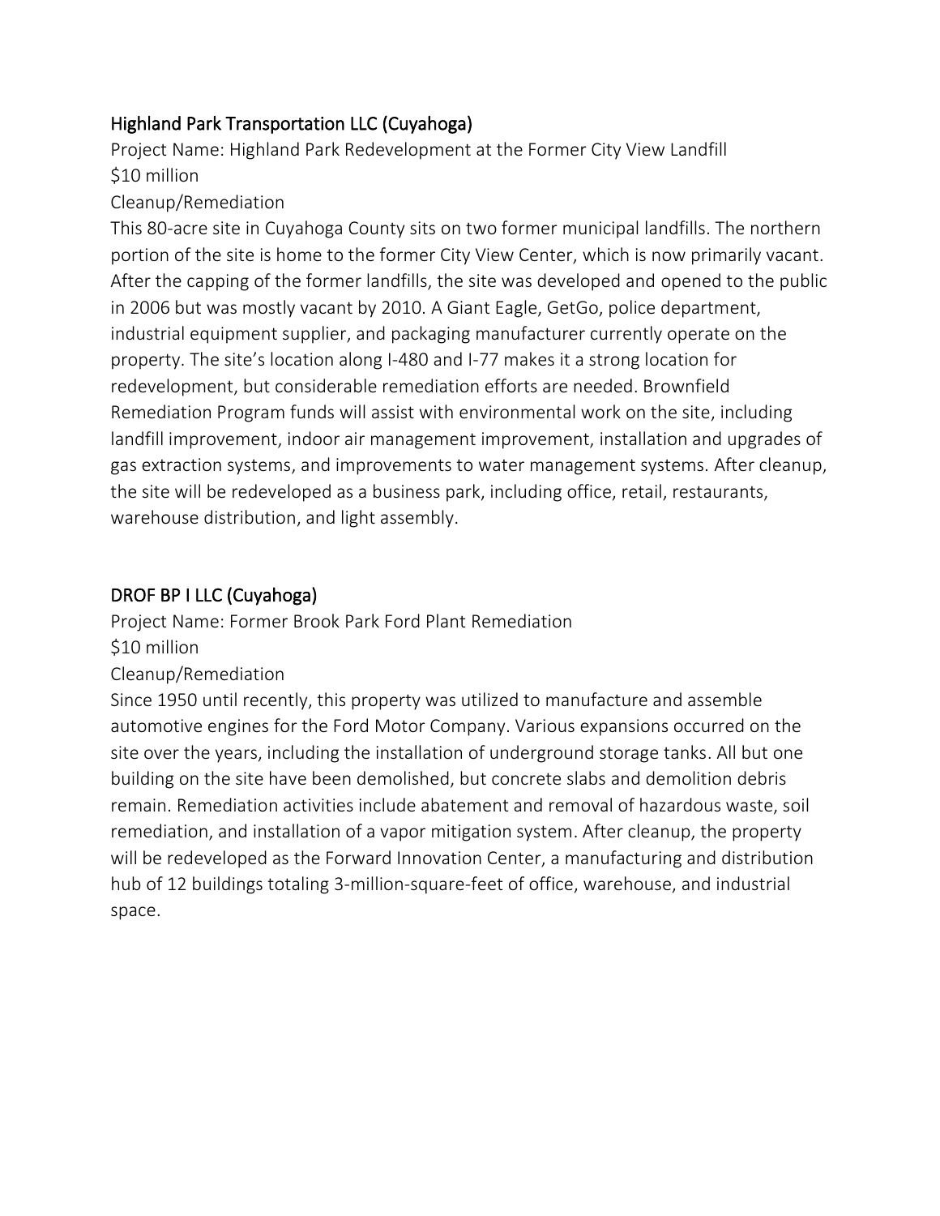## Highland Park Transportation LLC (Cuyahoga)

Project Name: Highland Park Redevelopment at the Former City View Landfill

$10 million

Cleanup/Remediation

This 80-acre site in Cuyahoga County sits on two former municipal landfills. The northern portion of the site is home to the former City View Center, which is now primarily vacant. After the capping of the former landfills, the site was developed and opened to the public in 2006 but was mostly vacant by 2010. A Giant Eagle, GetGo, police department, industrial equipment supplier, and packaging manufacturer currently operate on the property. The site's location along I-480 and I-77 makes it a strong location for redevelopment, but considerable remediation efforts are needed. Brownfield Remediation Program funds will assist with environmental work on the site, including landfill improvement, indoor air management improvement, installation and upgrades of gas extraction systems, and improvements to water management systems. After cleanup, the site will be redeveloped as a business park, including office, retail, restaurants, warehouse distribution, and light assembly.

## DROF BP I LLC (Cuyahoga)

Project Name: Former Brook Park Ford Plant Remediation

$10 million

Cleanup/Remediation

Since 1950 until recently, this property was utilized to manufacture and assemble automotive engines for the Ford Motor Company. Various expansions occurred on the site over the years, including the installation of underground storage tanks. All but one building on the site have been demolished, but concrete slabs and demolition debris remain. Remediation activities include abatement and removal of hazardous waste, soil remediation, and installation of a vapor mitigation system. After cleanup, the property will be redeveloped as the Forward Innovation Center, a manufacturing and distribution hub of 12 buildings totaling 3-million-square-feet of office, warehouse, and industrial space.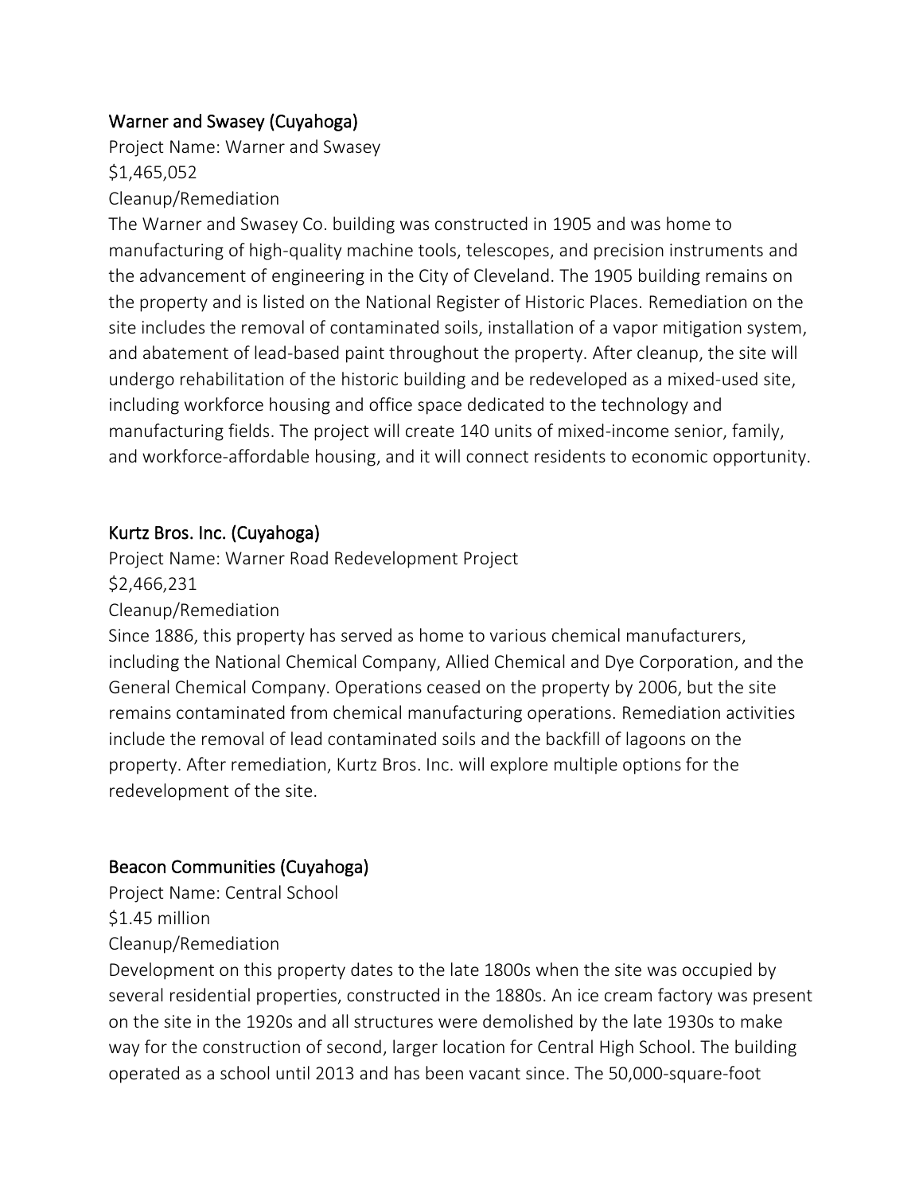## Warner and Swasey (Cuyahoga)

Project Name: Warner and Swasey

$1,465,052

Cleanup/Remediation

The Warner and Swasey Co. building was constructed in 1905 and was home to manufacturing of high-quality machine tools, telescopes, and precision instruments and the advancement of engineering in the City of Cleveland. The 1905 building remains on the property and is listed on the National Register of Historic Places. Remediation on the site includes the removal of contaminated soils, installation of a vapor mitigation system, and abatement of lead-based paint throughout the property. After cleanup, the site will undergo rehabilitation of the historic building and be redeveloped as a mixed-used site, including workforce housing and office space dedicated to the technology and manufacturing fields. The project will create 140 units of mixed-income senior, family, and workforce-affordable housing, and it will connect residents to economic opportunity.

## Kurtz Bros. Inc. (Cuyahoga)

Project Name: Warner Road Redevelopment Project

$2,466,231

Cleanup/Remediation

Since 1886, this property has served as home to various chemical manufacturers, including the National Chemical Company, Allied Chemical and Dye Corporation, and the General Chemical Company. Operations ceased on the property by 2006, but the site remains contaminated from chemical manufacturing operations. Remediation activities include the removal of lead contaminated soils and the backfill of lagoons on the property. After remediation, Kurtz Bros. Inc. will explore multiple options for the redevelopment of the site.

## Beacon Communities (Cuyahoga)

Project Name: Central School

$1.45 million

Cleanup/Remediation

Development on this property dates to the late 1800s when the site was occupied by several residential properties, constructed in the 1880s. An ice cream factory was present on the site in the 1920s and all structures were demolished by the late 1930s to make way for the construction of second, larger location for Central High School. The building operated as a school until 2013 and has been vacant since. The 50,000-square-foot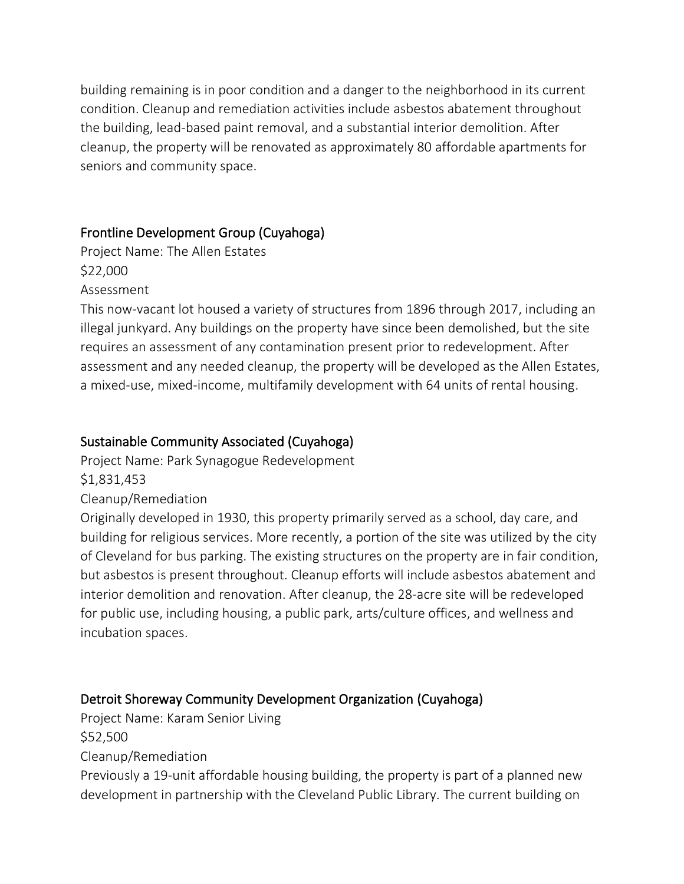building remaining is in poor condition and a danger to the neighborhood in its current condition. Cleanup and remediation activities include asbestos abatement throughout the building, lead-based paint removal, and a substantial interior demolition. After cleanup, the property will be renovated as approximately 80 affordable apartments for seniors and community space.

### Frontline Development Group (Cuyahoga)

Project Name: The Allen Estates
$22,000
Assessment
This now-vacant lot housed a variety of structures from 1896 through 2017, including an illegal junkyard. Any buildings on the property have since been demolished, but the site requires an assessment of any contamination present prior to redevelopment. After assessment and any needed cleanup, the property will be developed as the Allen Estates, a mixed-use, mixed-income, multifamily development with 64 units of rental housing.

### Sustainable Community Associated (Cuyahoga)

Project Name: Park Synagogue Redevelopment
$1,831,453
Cleanup/Remediation
Originally developed in 1930, this property primarily served as a school, day care, and building for religious services. More recently, a portion of the site was utilized by the city of Cleveland for bus parking. The existing structures on the property are in fair condition, but asbestos is present throughout. Cleanup efforts will include asbestos abatement and interior demolition and renovation. After cleanup, the 28-acre site will be redeveloped for public use, including housing, a public park, arts/culture offices, and wellness and incubation spaces.

### Detroit Shoreway Community Development Organization (Cuyahoga)

Project Name: Karam Senior Living
$52,500
Cleanup/Remediation
Previously a 19-unit affordable housing building, the property is part of a planned new development in partnership with the Cleveland Public Library. The current building on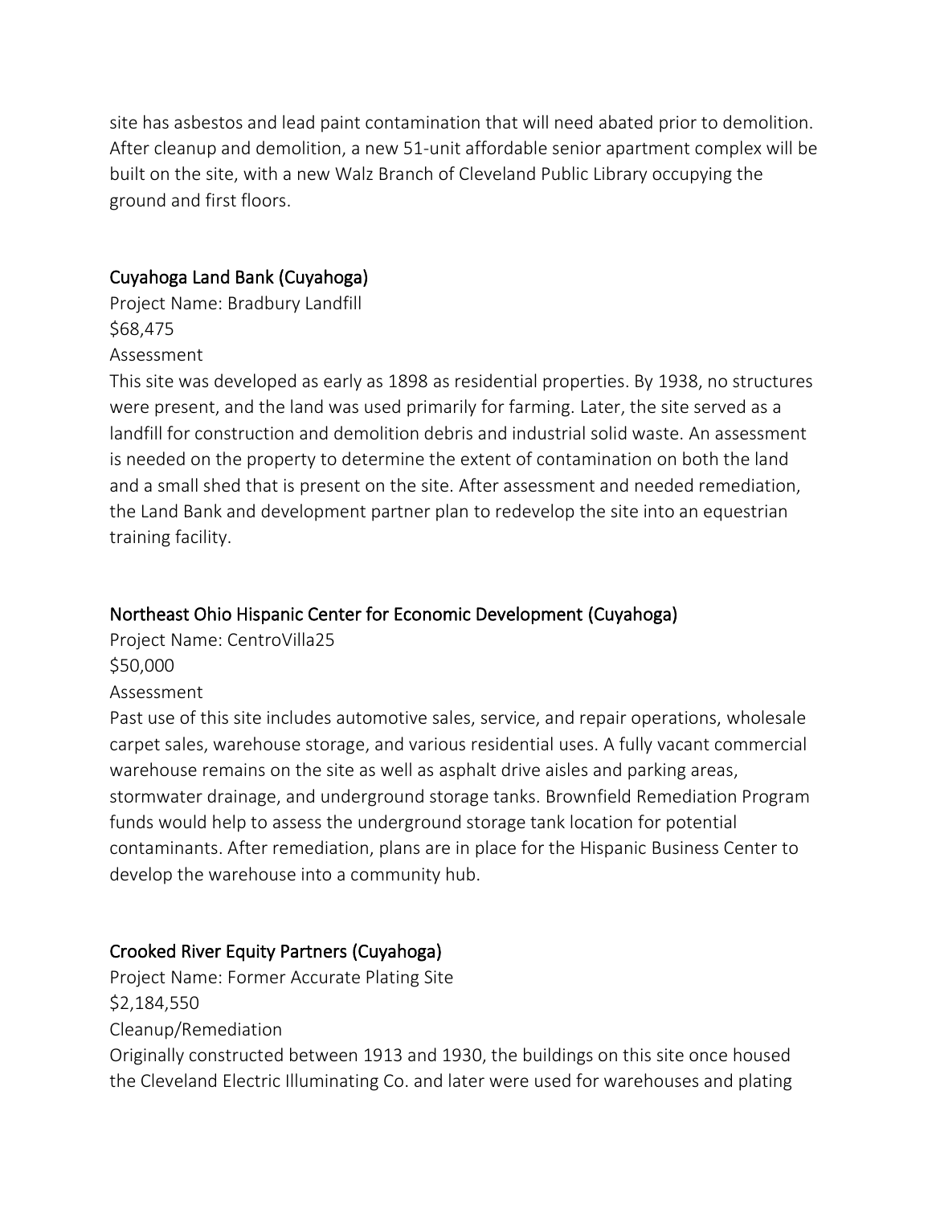site has asbestos and lead paint contamination that will need abated prior to demolition. After cleanup and demolition, a new 51-unit affordable senior apartment complex will be built on the site, with a new Walz Branch of Cleveland Public Library occupying the ground and first floors.

### Cuyahoga Land Bank (Cuyahoga)

Project Name: Bradbury Landfill
$68,475
Assessment
This site was developed as early as 1898 as residential properties. By 1938, no structures were present, and the land was used primarily for farming. Later, the site served as a landfill for construction and demolition debris and industrial solid waste. An assessment is needed on the property to determine the extent of contamination on both the land and a small shed that is present on the site. After assessment and needed remediation, the Land Bank and development partner plan to redevelop the site into an equestrian training facility.

### Northeast Ohio Hispanic Center for Economic Development (Cuyahoga)

Project Name: CentroVilla25
$50,000
Assessment
Past use of this site includes automotive sales, service, and repair operations, wholesale carpet sales, warehouse storage, and various residential uses. A fully vacant commercial warehouse remains on the site as well as asphalt drive aisles and parking areas, stormwater drainage, and underground storage tanks. Brownfield Remediation Program funds would help to assess the underground storage tank location for potential contaminants. After remediation, plans are in place for the Hispanic Business Center to develop the warehouse into a community hub.

### Crooked River Equity Partners (Cuyahoga)

Project Name: Former Accurate Plating Site
$2,184,550
Cleanup/Remediation
Originally constructed between 1913 and 1930, the buildings on this site once housed the Cleveland Electric Illuminating Co. and later were used for warehouses and plating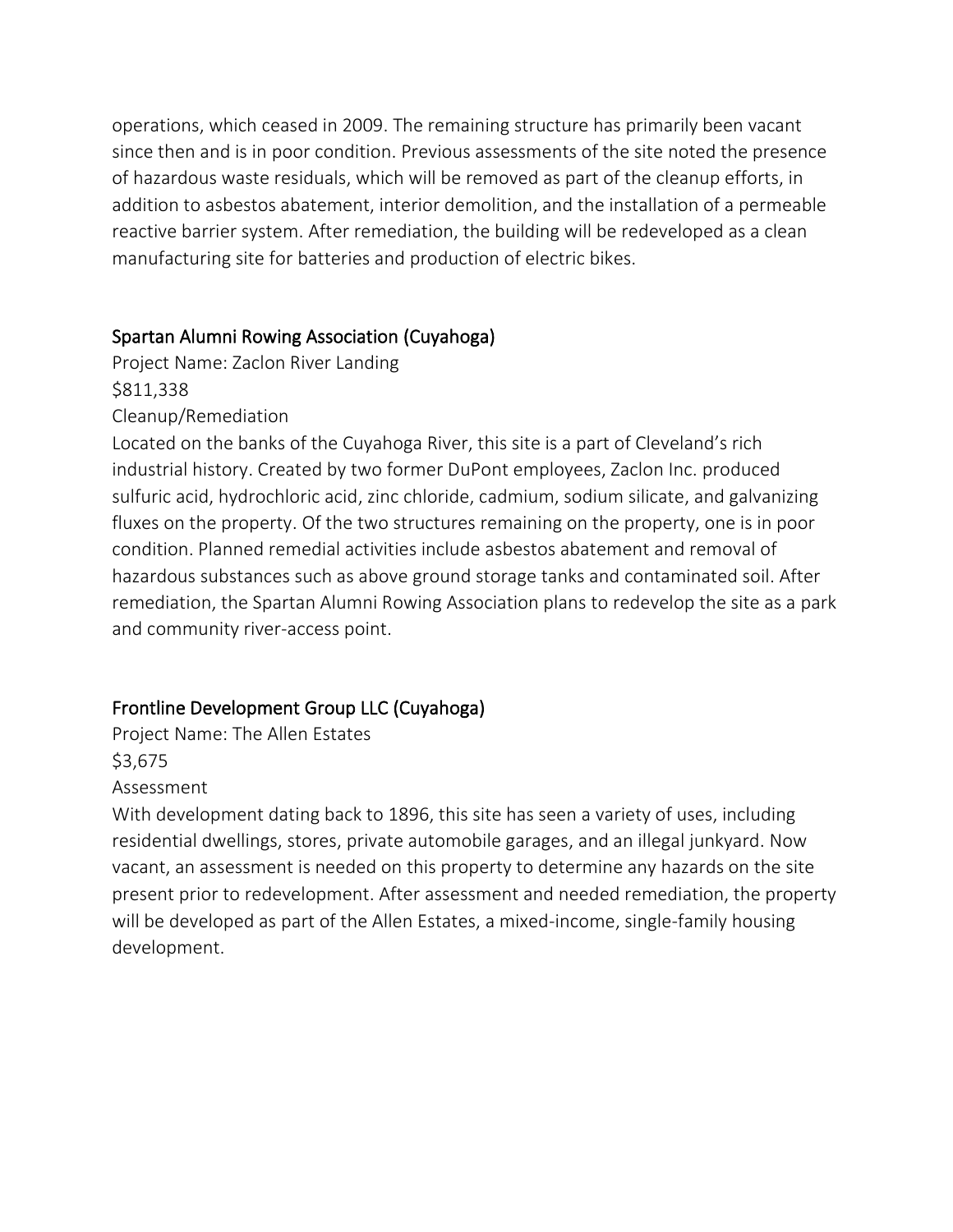operations, which ceased in 2009. The remaining structure has primarily been vacant since then and is in poor condition. Previous assessments of the site noted the presence of hazardous waste residuals, which will be removed as part of the cleanup efforts, in addition to asbestos abatement, interior demolition, and the installation of a permeable reactive barrier system. After remediation, the building will be redeveloped as a clean manufacturing site for batteries and production of electric bikes.

### Spartan Alumni Rowing Association (Cuyahoga)

Project Name: Zaclon River Landing
$811,338
Cleanup/Remediation
Located on the banks of the Cuyahoga River, this site is a part of Cleveland's rich industrial history. Created by two former DuPont employees, Zaclon Inc. produced sulfuric acid, hydrochloric acid, zinc chloride, cadmium, sodium silicate, and galvanizing fluxes on the property. Of the two structures remaining on the property, one is in poor condition. Planned remedial activities include asbestos abatement and removal of hazardous substances such as above ground storage tanks and contaminated soil. After remediation, the Spartan Alumni Rowing Association plans to redevelop the site as a park and community river-access point.

### Frontline Development Group LLC (Cuyahoga)

Project Name: The Allen Estates
$3,675
Assessment
With development dating back to 1896, this site has seen a variety of uses, including residential dwellings, stores, private automobile garages, and an illegal junkyard. Now vacant, an assessment is needed on this property to determine any hazards on the site present prior to redevelopment. After assessment and needed remediation, the property will be developed as part of the Allen Estates, a mixed-income, single-family housing development.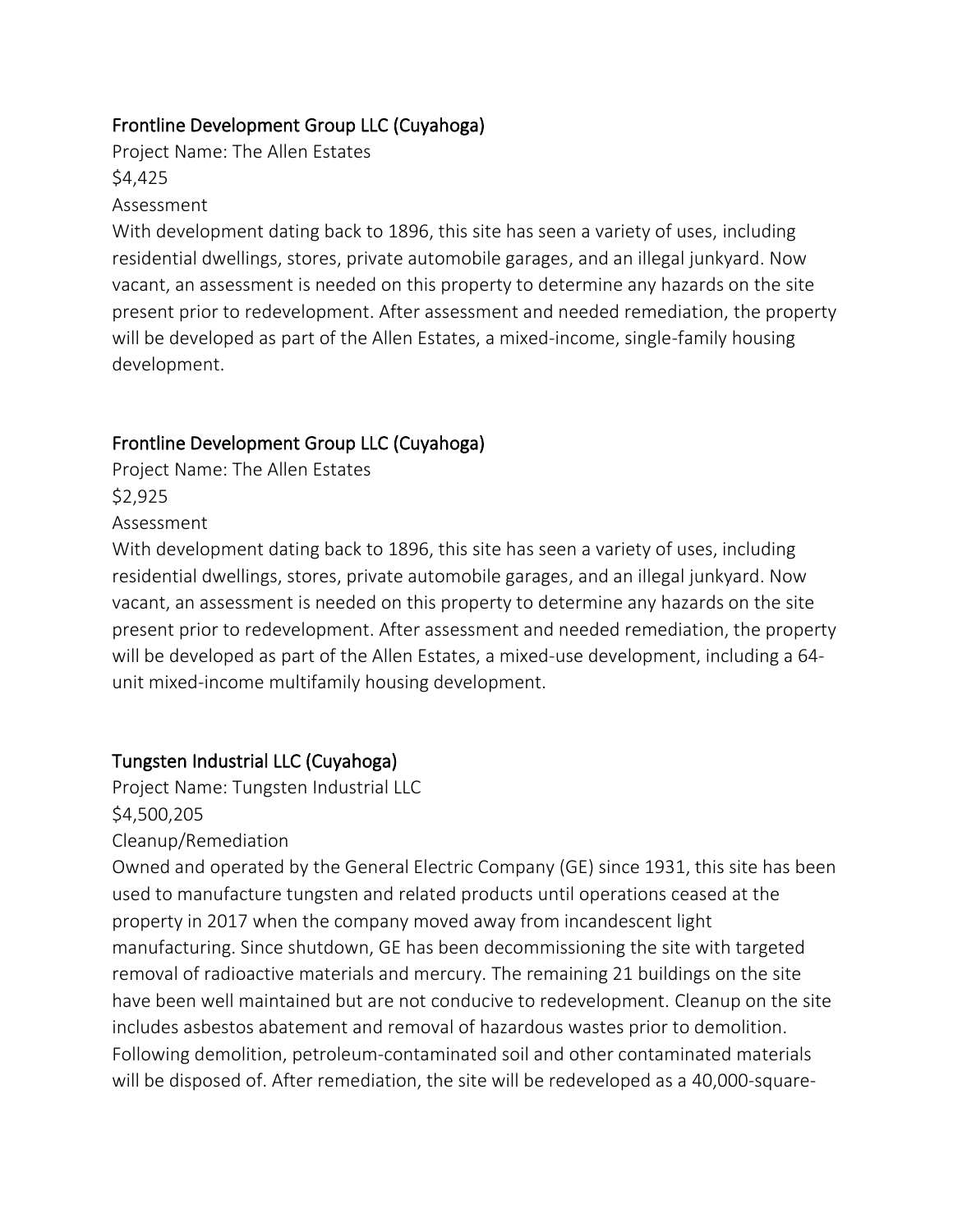### Frontline Development Group LLC (Cuyahoga)

Project Name: The Allen Estates

$4,425

Assessment

With development dating back to 1896, this site has seen a variety of uses, including residential dwellings, stores, private automobile garages, and an illegal junkyard. Now vacant, an assessment is needed on this property to determine any hazards on the site present prior to redevelopment. After assessment and needed remediation, the property will be developed as part of the Allen Estates, a mixed-income, single-family housing development.

### Frontline Development Group LLC (Cuyahoga)

Project Name: The Allen Estates

$2,925

Assessment

With development dating back to 1896, this site has seen a variety of uses, including residential dwellings, stores, private automobile garages, and an illegal junkyard. Now vacant, an assessment is needed on this property to determine any hazards on the site present prior to redevelopment. After assessment and needed remediation, the property will be developed as part of the Allen Estates, a mixed-use development, including a 64-unit mixed-income multifamily housing development.

### Tungsten Industrial LLC (Cuyahoga)

Project Name: Tungsten Industrial LLC

$4,500,205

Cleanup/Remediation

Owned and operated by the General Electric Company (GE) since 1931, this site has been used to manufacture tungsten and related products until operations ceased at the property in 2017 when the company moved away from incandescent light manufacturing. Since shutdown, GE has been decommissioning the site with targeted removal of radioactive materials and mercury. The remaining 21 buildings on the site have been well maintained but are not conducive to redevelopment. Cleanup on the site includes asbestos abatement and removal of hazardous wastes prior to demolition. Following demolition, petroleum-contaminated soil and other contaminated materials will be disposed of. After remediation, the site will be redeveloped as a 40,000-square-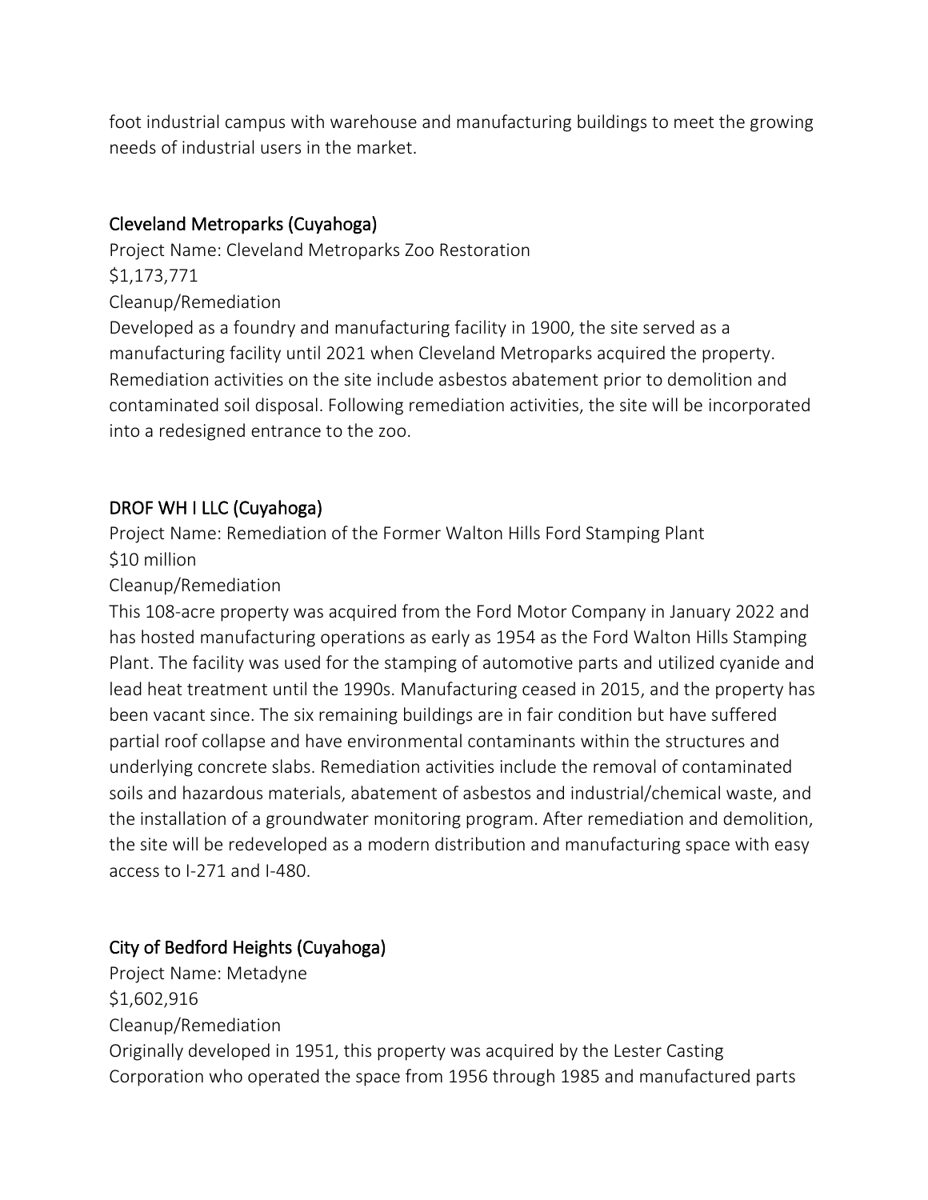foot industrial campus with warehouse and manufacturing buildings to meet the growing needs of industrial users in the market.

## Cleveland Metroparks (Cuyahoga)

Project Name: Cleveland Metroparks Zoo Restoration
$1,173,771
Cleanup/Remediation
Developed as a foundry and manufacturing facility in 1900, the site served as a manufacturing facility until 2021 when Cleveland Metroparks acquired the property. Remediation activities on the site include asbestos abatement prior to demolition and contaminated soil disposal. Following remediation activities, the site will be incorporated into a redesigned entrance to the zoo.

## DROF WH I LLC (Cuyahoga)

Project Name: Remediation of the Former Walton Hills Ford Stamping Plant
$10 million
Cleanup/Remediation
This 108-acre property was acquired from the Ford Motor Company in January 2022 and has hosted manufacturing operations as early as 1954 as the Ford Walton Hills Stamping Plant. The facility was used for the stamping of automotive parts and utilized cyanide and lead heat treatment until the 1990s. Manufacturing ceased in 2015, and the property has been vacant since. The six remaining buildings are in fair condition but have suffered partial roof collapse and have environmental contaminants within the structures and underlying concrete slabs. Remediation activities include the removal of contaminated soils and hazardous materials, abatement of asbestos and industrial/chemical waste, and the installation of a groundwater monitoring program. After remediation and demolition, the site will be redeveloped as a modern distribution and manufacturing space with easy access to I-271 and I-480.

## City of Bedford Heights (Cuyahoga)

Project Name: Metadyne
$1,602,916
Cleanup/Remediation
Originally developed in 1951, this property was acquired by the Lester Casting Corporation who operated the space from 1956 through 1985 and manufactured parts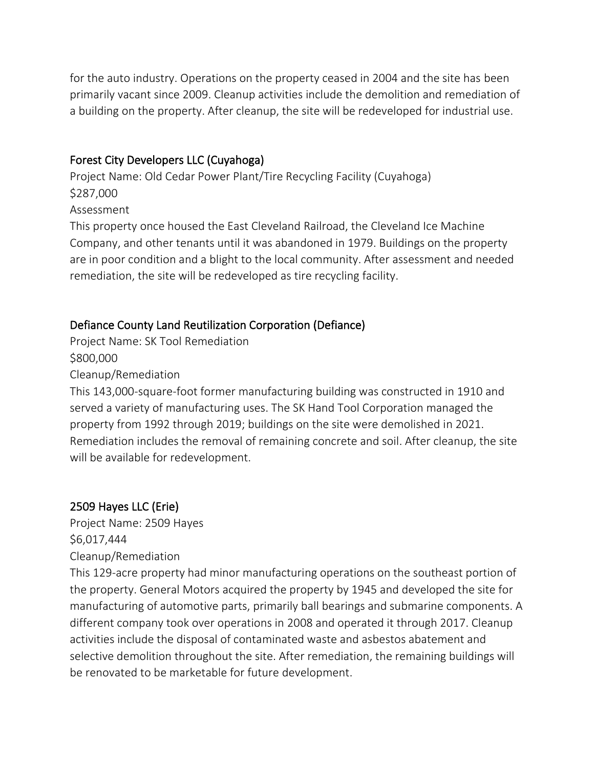for the auto industry. Operations on the property ceased in 2004 and the site has been primarily vacant since 2009. Cleanup activities include the demolition and remediation of a building on the property. After cleanup, the site will be redeveloped for industrial use.

### Forest City Developers LLC (Cuyahoga)

Project Name: Old Cedar Power Plant/Tire Recycling Facility (Cuyahoga)
$287,000
Assessment
This property once housed the East Cleveland Railroad, the Cleveland Ice Machine Company, and other tenants until it was abandoned in 1979. Buildings on the property are in poor condition and a blight to the local community. After assessment and needed remediation, the site will be redeveloped as tire recycling facility.

### Defiance County Land Reutilization Corporation (Defiance)

Project Name: SK Tool Remediation
$800,000
Cleanup/Remediation
This 143,000-square-foot former manufacturing building was constructed in 1910 and served a variety of manufacturing uses. The SK Hand Tool Corporation managed the property from 1992 through 2019; buildings on the site were demolished in 2021. Remediation includes the removal of remaining concrete and soil. After cleanup, the site will be available for redevelopment.

### 2509 Hayes LLC (Erie)

Project Name: 2509 Hayes
$6,017,444
Cleanup/Remediation
This 129-acre property had minor manufacturing operations on the southeast portion of the property. General Motors acquired the property by 1945 and developed the site for manufacturing of automotive parts, primarily ball bearings and submarine components. A different company took over operations in 2008 and operated it through 2017. Cleanup activities include the disposal of contaminated waste and asbestos abatement and selective demolition throughout the site. After remediation, the remaining buildings will be renovated to be marketable for future development.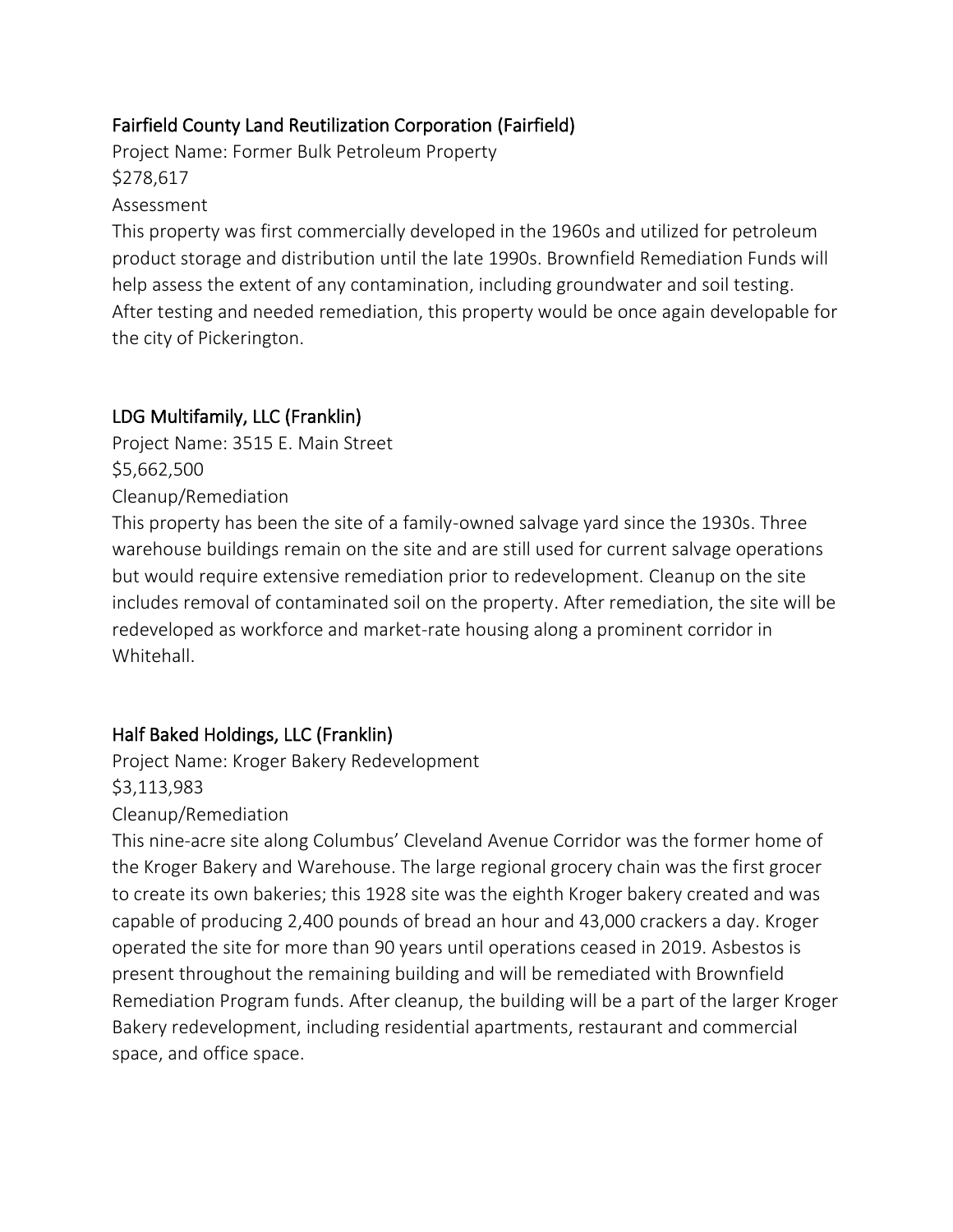### Fairfield County Land Reutilization Corporation (Fairfield)

Project Name: Former Bulk Petroleum Property

$278,617

Assessment

This property was first commercially developed in the 1960s and utilized for petroleum product storage and distribution until the late 1990s. Brownfield Remediation Funds will help assess the extent of any contamination, including groundwater and soil testing. After testing and needed remediation, this property would be once again developable for the city of Pickerington.

### LDG Multifamily, LLC (Franklin)

Project Name: 3515 E. Main Street

$5,662,500

Cleanup/Remediation

This property has been the site of a family-owned salvage yard since the 1930s. Three warehouse buildings remain on the site and are still used for current salvage operations but would require extensive remediation prior to redevelopment. Cleanup on the site includes removal of contaminated soil on the property. After remediation, the site will be redeveloped as workforce and market-rate housing along a prominent corridor in Whitehall.

### Half Baked Holdings, LLC (Franklin)

Project Name: Kroger Bakery Redevelopment

$3,113,983

Cleanup/Remediation

This nine-acre site along Columbus' Cleveland Avenue Corridor was the former home of the Kroger Bakery and Warehouse. The large regional grocery chain was the first grocer to create its own bakeries; this 1928 site was the eighth Kroger bakery created and was capable of producing 2,400 pounds of bread an hour and 43,000 crackers a day. Kroger operated the site for more than 90 years until operations ceased in 2019. Asbestos is present throughout the remaining building and will be remediated with Brownfield Remediation Program funds. After cleanup, the building will be a part of the larger Kroger Bakery redevelopment, including residential apartments, restaurant and commercial space, and office space.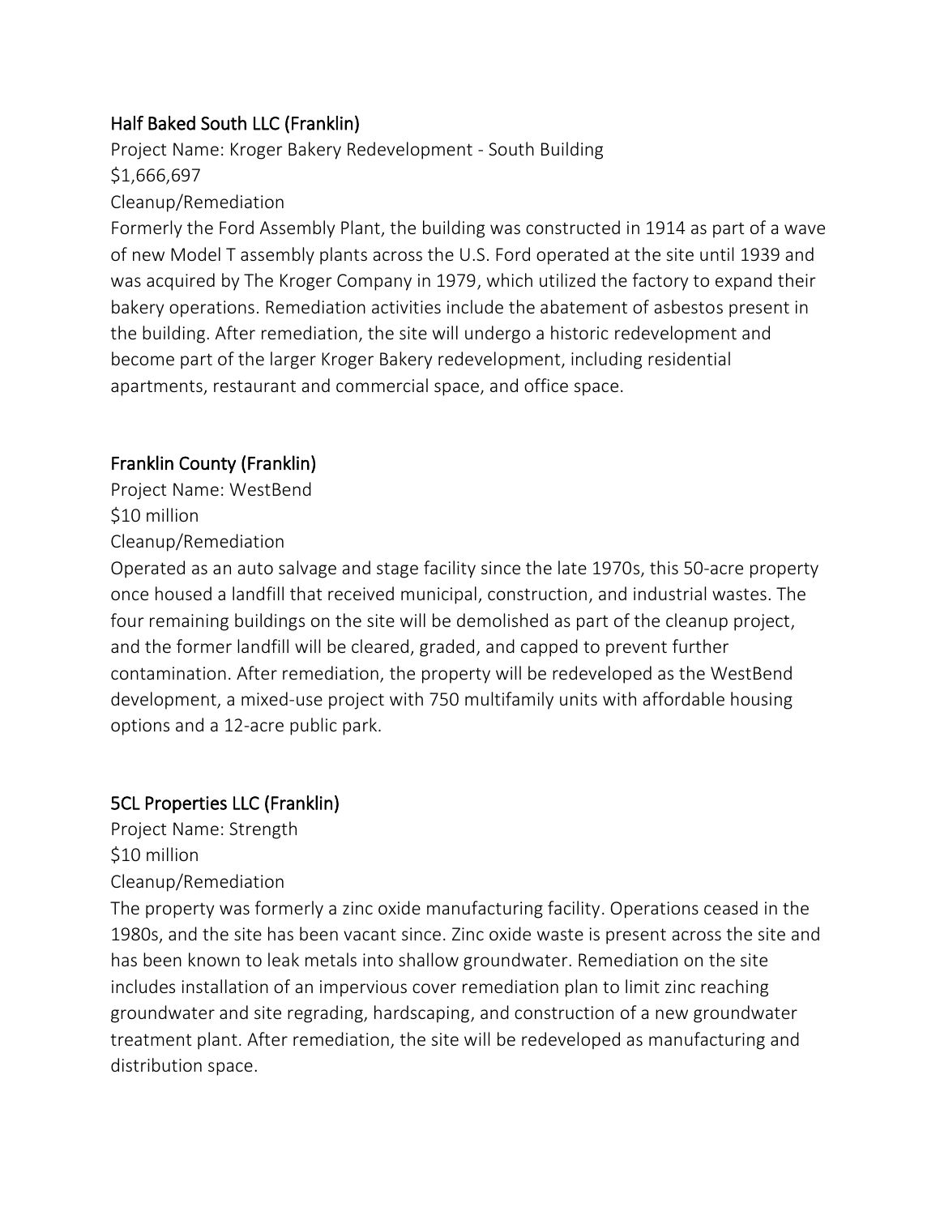### Half Baked South LLC (Franklin)

Project Name: Kroger Bakery Redevelopment - South Building
$1,666,697
Cleanup/Remediation
Formerly the Ford Assembly Plant, the building was constructed in 1914 as part of a wave of new Model T assembly plants across the U.S. Ford operated at the site until 1939 and was acquired by The Kroger Company in 1979, which utilized the factory to expand their bakery operations. Remediation activities include the abatement of asbestos present in the building. After remediation, the site will undergo a historic redevelopment and become part of the larger Kroger Bakery redevelopment, including residential apartments, restaurant and commercial space, and office space.

### Franklin County (Franklin)

Project Name: WestBend
$10 million
Cleanup/Remediation
Operated as an auto salvage and stage facility since the late 1970s, this 50-acre property once housed a landfill that received municipal, construction, and industrial wastes. The four remaining buildings on the site will be demolished as part of the cleanup project, and the former landfill will be cleared, graded, and capped to prevent further contamination. After remediation, the property will be redeveloped as the WestBend development, a mixed-use project with 750 multifamily units with affordable housing options and a 12-acre public park.

### 5CL Properties LLC (Franklin)

Project Name: Strength
$10 million
Cleanup/Remediation
The property was formerly a zinc oxide manufacturing facility. Operations ceased in the 1980s, and the site has been vacant since. Zinc oxide waste is present across the site and has been known to leak metals into shallow groundwater. Remediation on the site includes installation of an impervious cover remediation plan to limit zinc reaching groundwater and site regrading, hardscaping, and construction of a new groundwater treatment plant. After remediation, the site will be redeveloped as manufacturing and distribution space.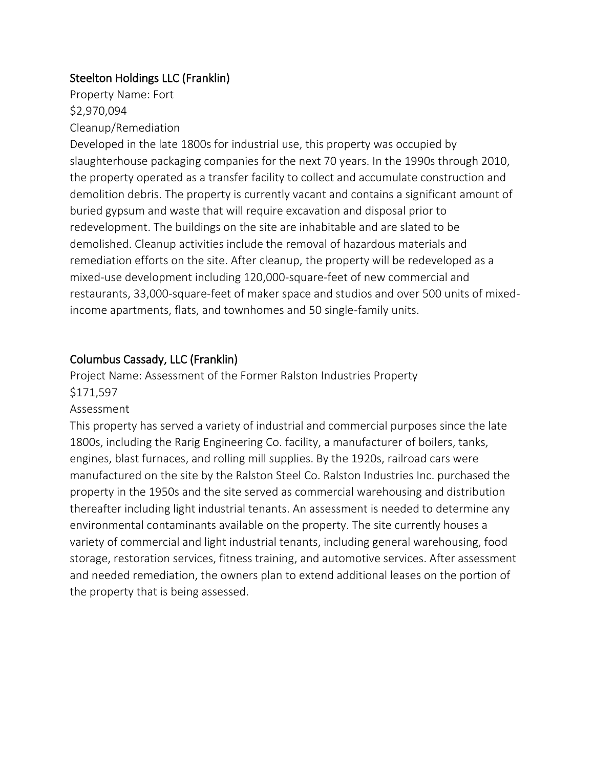### Steelton Holdings LLC (Franklin)

Property Name: Fort

$2,970,094

Cleanup/Remediation

Developed in the late 1800s for industrial use, this property was occupied by slaughterhouse packaging companies for the next 70 years. In the 1990s through 2010, the property operated as a transfer facility to collect and accumulate construction and demolition debris. The property is currently vacant and contains a significant amount of buried gypsum and waste that will require excavation and disposal prior to redevelopment. The buildings on the site are inhabitable and are slated to be demolished. Cleanup activities include the removal of hazardous materials and remediation efforts on the site. After cleanup, the property will be redeveloped as a mixed-use development including 120,000-square-feet of new commercial and restaurants, 33,000-square-feet of maker space and studios and over 500 units of mixed-income apartments, flats, and townhomes and 50 single-family units.

### Columbus Cassady, LLC (Franklin)

Project Name: Assessment of the Former Ralston Industries Property

$171,597

Assessment

This property has served a variety of industrial and commercial purposes since the late 1800s, including the Rarig Engineering Co. facility, a manufacturer of boilers, tanks, engines, blast furnaces, and rolling mill supplies. By the 1920s, railroad cars were manufactured on the site by the Ralston Steel Co. Ralston Industries Inc. purchased the property in the 1950s and the site served as commercial warehousing and distribution thereafter including light industrial tenants. An assessment is needed to determine any environmental contaminants available on the property. The site currently houses a variety of commercial and light industrial tenants, including general warehousing, food storage, restoration services, fitness training, and automotive services. After assessment and needed remediation, the owners plan to extend additional leases on the portion of the property that is being assessed.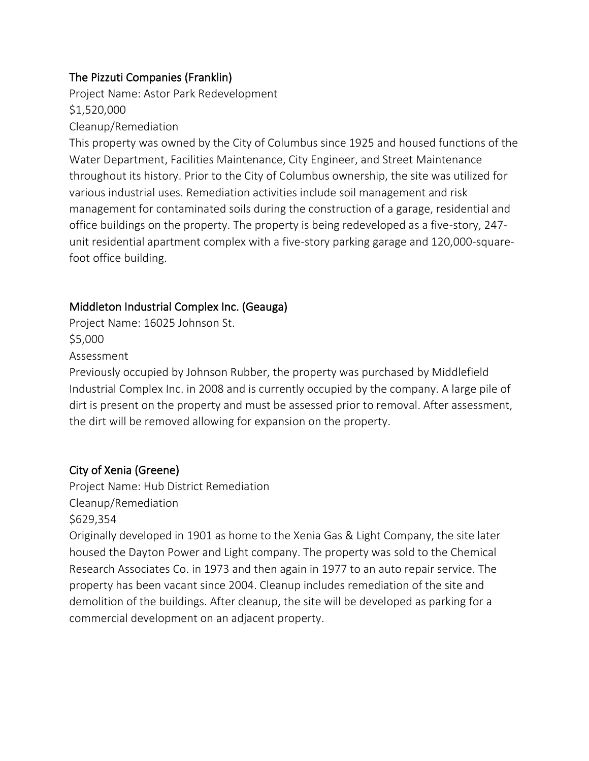### The Pizzuti Companies (Franklin)

Project Name: Astor Park Redevelopment

$1,520,000

Cleanup/Remediation

This property was owned by the City of Columbus since 1925 and housed functions of the Water Department, Facilities Maintenance, City Engineer, and Street Maintenance throughout its history. Prior to the City of Columbus ownership, the site was utilized for various industrial uses. Remediation activities include soil management and risk management for contaminated soils during the construction of a garage, residential and office buildings on the property. The property is being redeveloped as a five-story, 247-unit residential apartment complex with a five-story parking garage and 120,000-square-foot office building.

### Middleton Industrial Complex Inc. (Geauga)

Project Name: 16025 Johnson St.

$5,000

Assessment

Previously occupied by Johnson Rubber, the property was purchased by Middlefield Industrial Complex Inc. in 2008 and is currently occupied by the company. A large pile of dirt is present on the property and must be assessed prior to removal. After assessment, the dirt will be removed allowing for expansion on the property.

### City of Xenia (Greene)

Project Name: Hub District Remediation

Cleanup/Remediation

$629,354

Originally developed in 1901 as home to the Xenia Gas & Light Company, the site later housed the Dayton Power and Light company. The property was sold to the Chemical Research Associates Co. in 1973 and then again in 1977 to an auto repair service. The property has been vacant since 2004. Cleanup includes remediation of the site and demolition of the buildings. After cleanup, the site will be developed as parking for a commercial development on an adjacent property.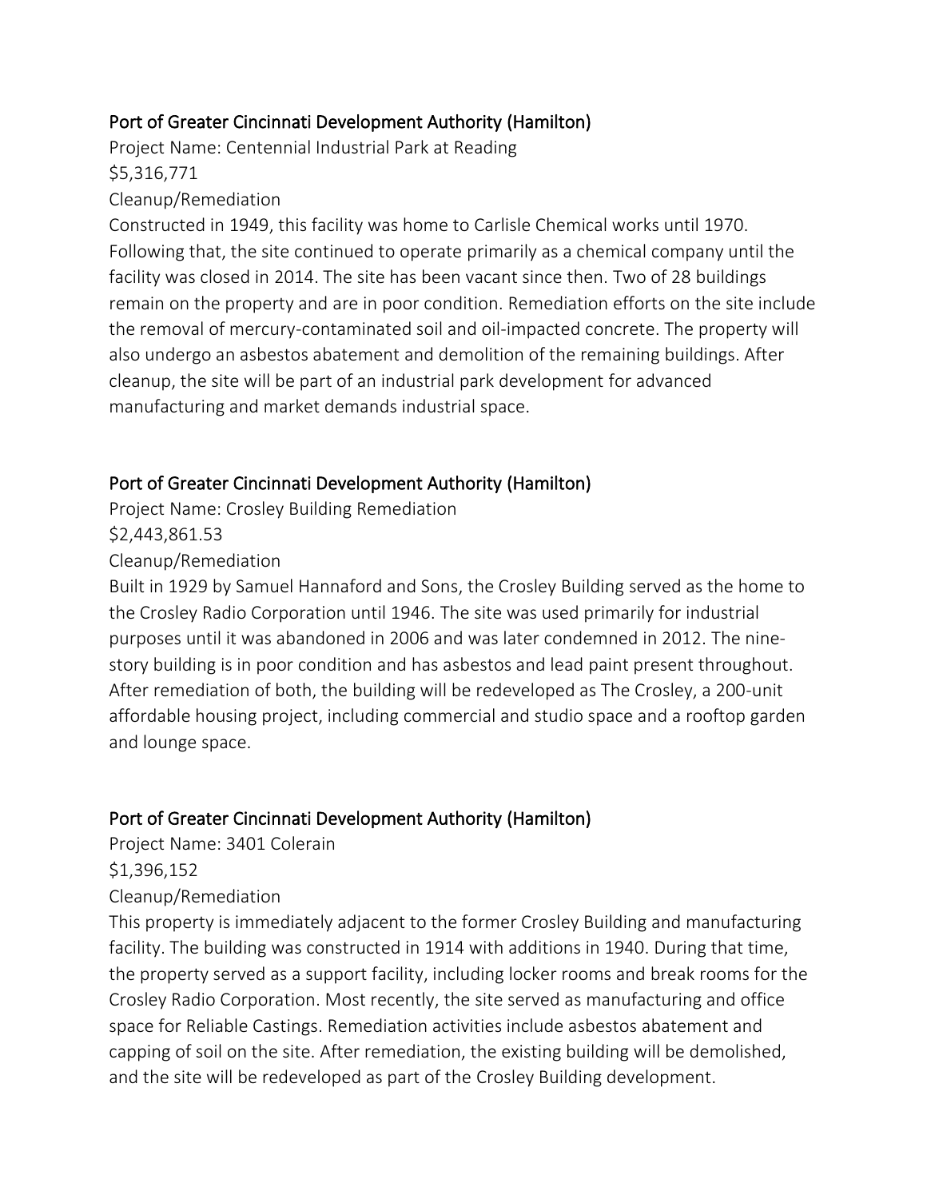## Port of Greater Cincinnati Development Authority (Hamilton)

Project Name: Centennial Industrial Park at Reading

$5,316,771

Cleanup/Remediation

Constructed in 1949, this facility was home to Carlisle Chemical works until 1970. Following that, the site continued to operate primarily as a chemical company until the facility was closed in 2014. The site has been vacant since then. Two of 28 buildings remain on the property and are in poor condition. Remediation efforts on the site include the removal of mercury-contaminated soil and oil-impacted concrete. The property will also undergo an asbestos abatement and demolition of the remaining buildings. After cleanup, the site will be part of an industrial park development for advanced manufacturing and market demands industrial space.

## Port of Greater Cincinnati Development Authority (Hamilton)

Project Name: Crosley Building Remediation

$2,443,861.53

Cleanup/Remediation

Built in 1929 by Samuel Hannaford and Sons, the Crosley Building served as the home to the Crosley Radio Corporation until 1946. The site was used primarily for industrial purposes until it was abandoned in 2006 and was later condemned in 2012. The nine-story building is in poor condition and has asbestos and lead paint present throughout. After remediation of both, the building will be redeveloped as The Crosley, a 200-unit affordable housing project, including commercial and studio space and a rooftop garden and lounge space.

## Port of Greater Cincinnati Development Authority (Hamilton)

Project Name: 3401 Colerain

$1,396,152

Cleanup/Remediation

This property is immediately adjacent to the former Crosley Building and manufacturing facility. The building was constructed in 1914 with additions in 1940. During that time, the property served as a support facility, including locker rooms and break rooms for the Crosley Radio Corporation. Most recently, the site served as manufacturing and office space for Reliable Castings. Remediation activities include asbestos abatement and capping of soil on the site. After remediation, the existing building will be demolished, and the site will be redeveloped as part of the Crosley Building development.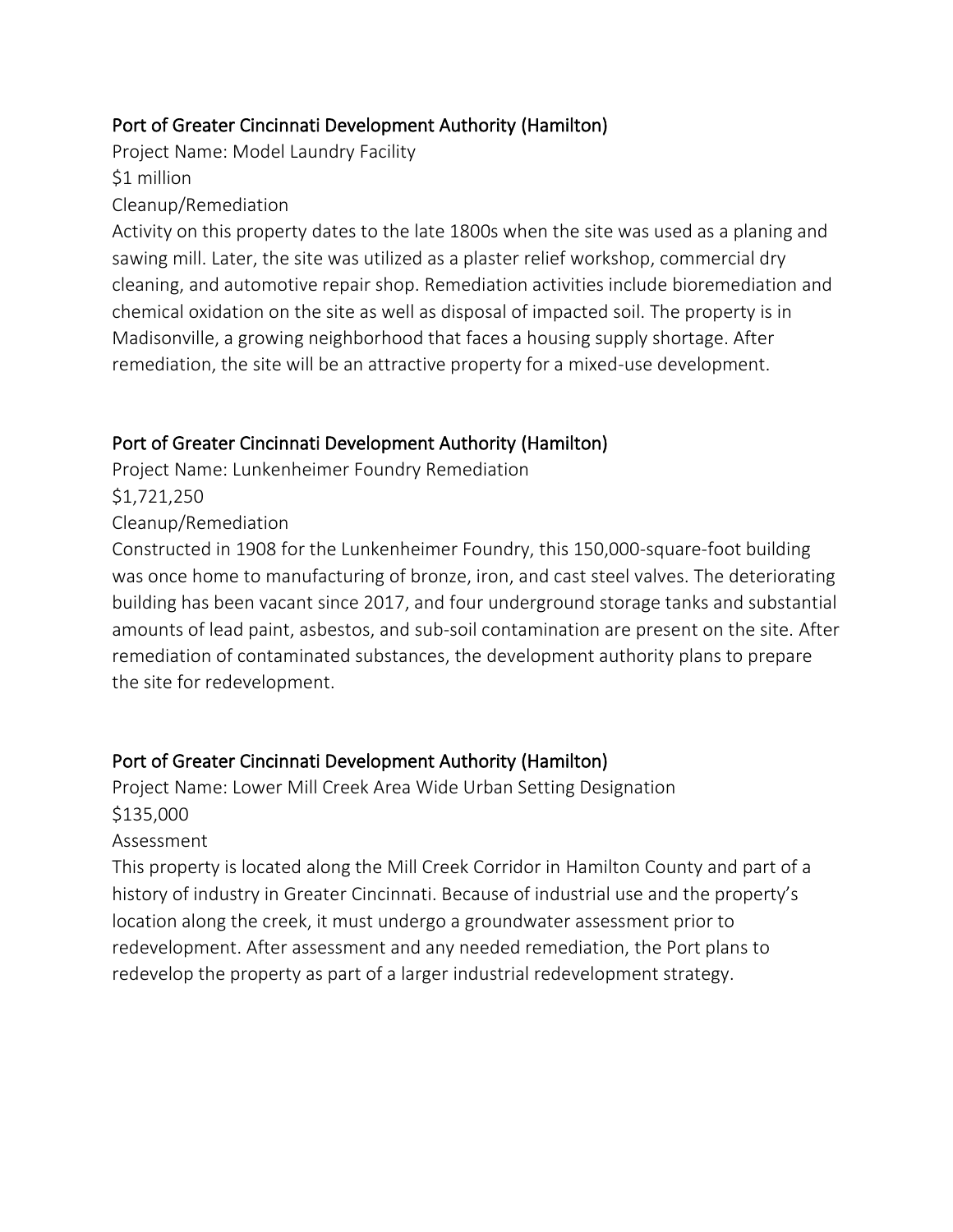## Port of Greater Cincinnati Development Authority (Hamilton)

Project Name: Model Laundry Facility

$1 million

Cleanup/Remediation

Activity on this property dates to the late 1800s when the site was used as a planing and sawing mill. Later, the site was utilized as a plaster relief workshop, commercial dry cleaning, and automotive repair shop. Remediation activities include bioremediation and chemical oxidation on the site as well as disposal of impacted soil. The property is in Madisonville, a growing neighborhood that faces a housing supply shortage. After remediation, the site will be an attractive property for a mixed-use development.

## Port of Greater Cincinnati Development Authority (Hamilton)

Project Name: Lunkenheimer Foundry Remediation

$1,721,250

Cleanup/Remediation

Constructed in 1908 for the Lunkenheimer Foundry, this 150,000-square-foot building was once home to manufacturing of bronze, iron, and cast steel valves. The deteriorating building has been vacant since 2017, and four underground storage tanks and substantial amounts of lead paint, asbestos, and sub-soil contamination are present on the site. After remediation of contaminated substances, the development authority plans to prepare the site for redevelopment.

## Port of Greater Cincinnati Development Authority (Hamilton)

Project Name: Lower Mill Creek Area Wide Urban Setting Designation

$135,000

Assessment

This property is located along the Mill Creek Corridor in Hamilton County and part of a history of industry in Greater Cincinnati. Because of industrial use and the property's location along the creek, it must undergo a groundwater assessment prior to redevelopment. After assessment and any needed remediation, the Port plans to redevelop the property as part of a larger industrial redevelopment strategy.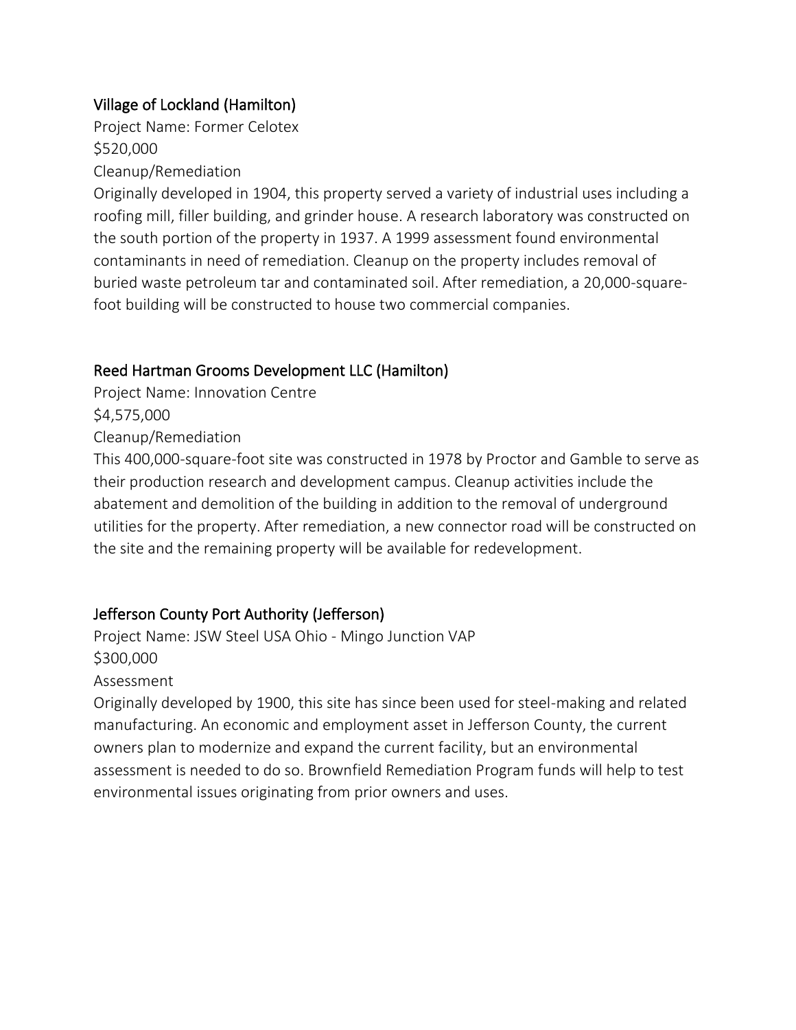### Village of Lockland (Hamilton)

Project Name: Former Celotex

$520,000

Cleanup/Remediation

Originally developed in 1904, this property served a variety of industrial uses including a roofing mill, filler building, and grinder house. A research laboratory was constructed on the south portion of the property in 1937. A 1999 assessment found environmental contaminants in need of remediation. Cleanup on the property includes removal of buried waste petroleum tar and contaminated soil. After remediation, a 20,000-square-foot building will be constructed to house two commercial companies.

### Reed Hartman Grooms Development LLC (Hamilton)

Project Name: Innovation Centre

$4,575,000

Cleanup/Remediation

This 400,000-square-foot site was constructed in 1978 by Proctor and Gamble to serve as their production research and development campus. Cleanup activities include the abatement and demolition of the building in addition to the removal of underground utilities for the property. After remediation, a new connector road will be constructed on the site and the remaining property will be available for redevelopment.

### Jefferson County Port Authority (Jefferson)

Project Name: JSW Steel USA Ohio - Mingo Junction VAP

$300,000

Assessment

Originally developed by 1900, this site has since been used for steel-making and related manufacturing. An economic and employment asset in Jefferson County, the current owners plan to modernize and expand the current facility, but an environmental assessment is needed to do so. Brownfield Remediation Program funds will help to test environmental issues originating from prior owners and uses.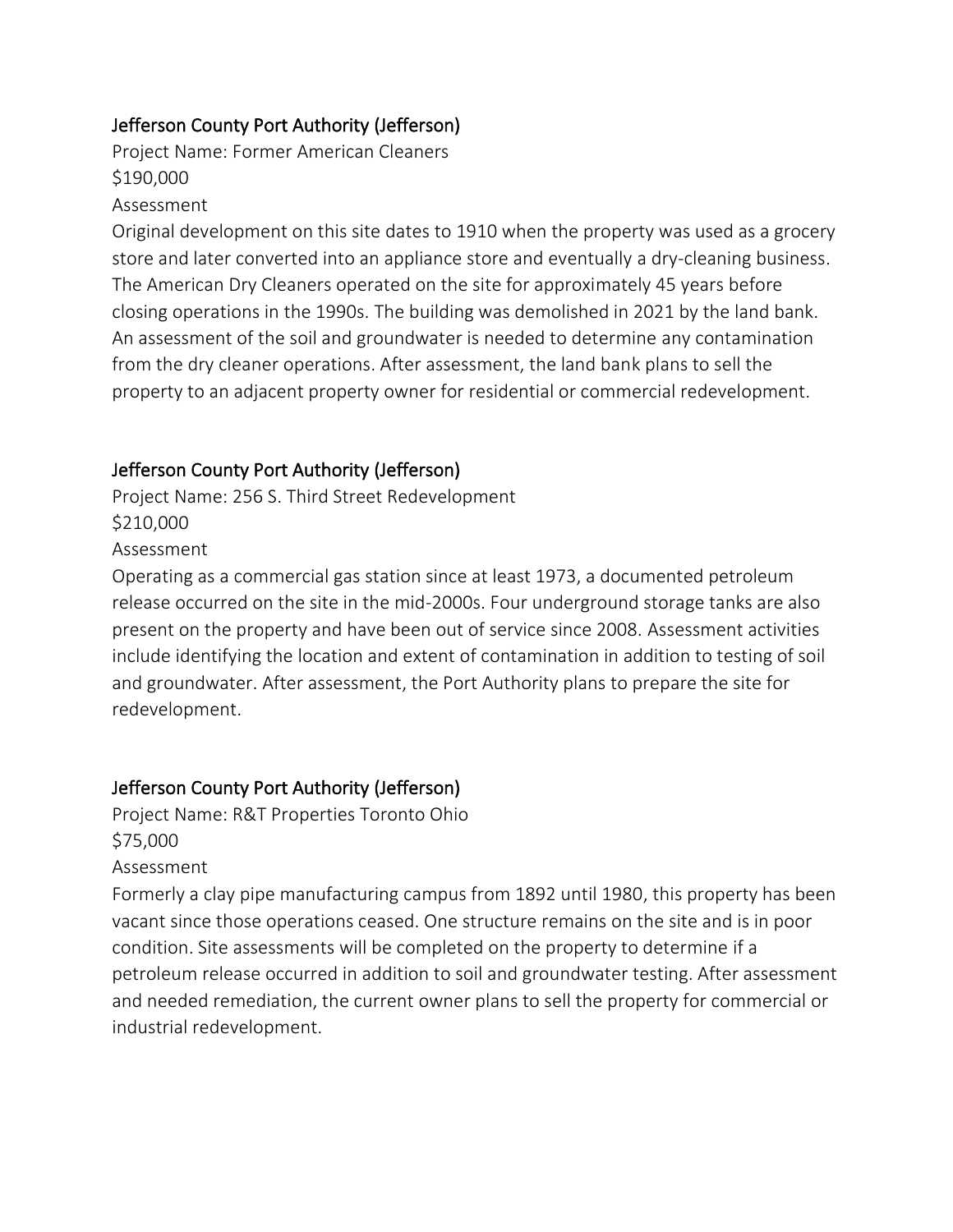### Jefferson County Port Authority (Jefferson)

Project Name: Former American Cleaners

$190,000

Assessment

Original development on this site dates to 1910 when the property was used as a grocery store and later converted into an appliance store and eventually a dry-cleaning business. The American Dry Cleaners operated on the site for approximately 45 years before closing operations in the 1990s. The building was demolished in 2021 by the land bank. An assessment of the soil and groundwater is needed to determine any contamination from the dry cleaner operations. After assessment, the land bank plans to sell the property to an adjacent property owner for residential or commercial redevelopment.

### Jefferson County Port Authority (Jefferson)

Project Name: 256 S. Third Street Redevelopment

$210,000

Assessment

Operating as a commercial gas station since at least 1973, a documented petroleum release occurred on the site in the mid-2000s. Four underground storage tanks are also present on the property and have been out of service since 2008. Assessment activities include identifying the location and extent of contamination in addition to testing of soil and groundwater. After assessment, the Port Authority plans to prepare the site for redevelopment.

### Jefferson County Port Authority (Jefferson)

Project Name: R&T Properties Toronto Ohio

$75,000

Assessment

Formerly a clay pipe manufacturing campus from 1892 until 1980, this property has been vacant since those operations ceased. One structure remains on the site and is in poor condition. Site assessments will be completed on the property to determine if a petroleum release occurred in addition to soil and groundwater testing. After assessment and needed remediation, the current owner plans to sell the property for commercial or industrial redevelopment.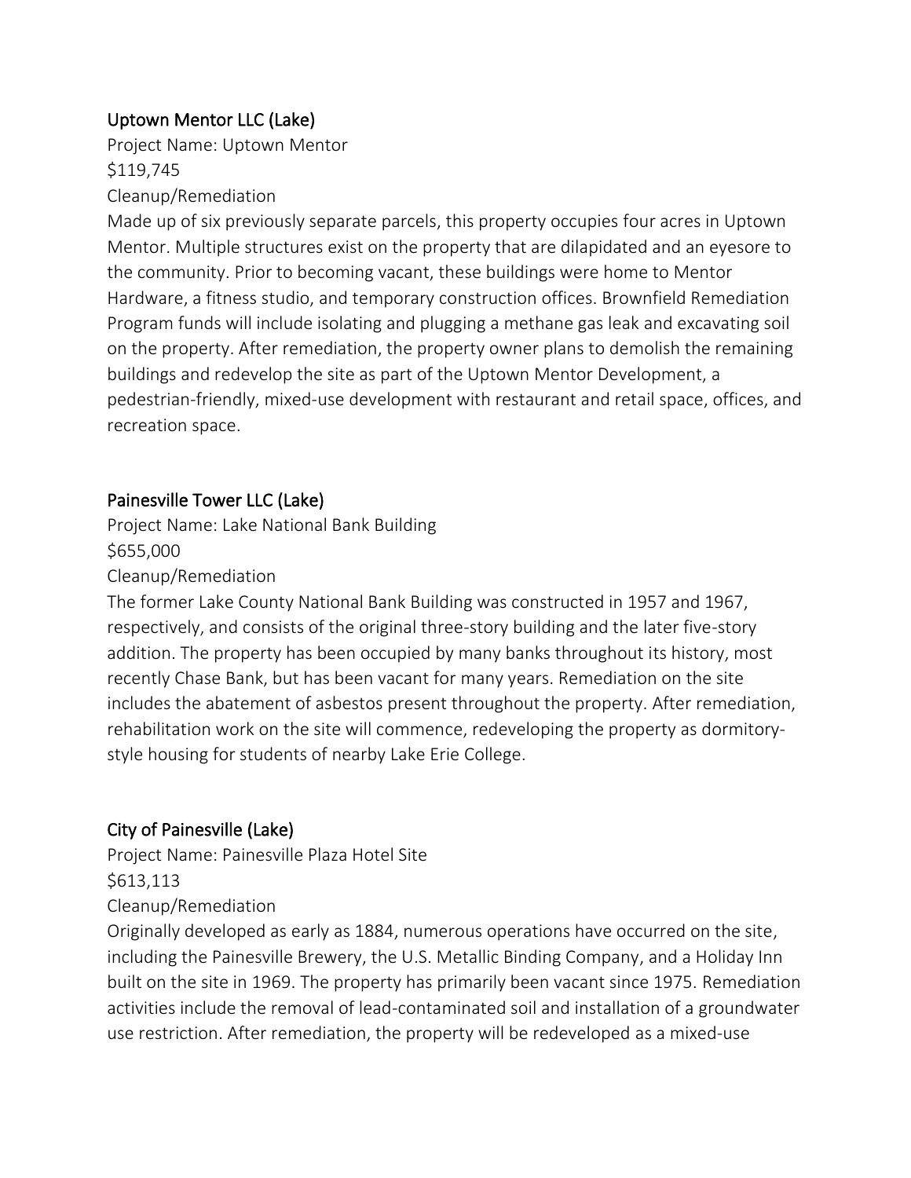## Uptown Mentor LLC (Lake)

Project Name: Uptown Mentor
$119,745
Cleanup/Remediation

Made up of six previously separate parcels, this property occupies four acres in Uptown Mentor. Multiple structures exist on the property that are dilapidated and an eyesore to the community. Prior to becoming vacant, these buildings were home to Mentor Hardware, a fitness studio, and temporary construction offices. Brownfield Remediation Program funds will include isolating and plugging a methane gas leak and excavating soil on the property. After remediation, the property owner plans to demolish the remaining buildings and redevelop the site as part of the Uptown Mentor Development, a pedestrian-friendly, mixed-use development with restaurant and retail space, offices, and recreation space.

## Painesville Tower LLC (Lake)

Project Name: Lake National Bank Building
$655,000
Cleanup/Remediation

The former Lake County National Bank Building was constructed in 1957 and 1967, respectively, and consists of the original three-story building and the later five-story addition. The property has been occupied by many banks throughout its history, most recently Chase Bank, but has been vacant for many years. Remediation on the site includes the abatement of asbestos present throughout the property. After remediation, rehabilitation work on the site will commence, redeveloping the property as dormitory-style housing for students of nearby Lake Erie College.

## City of Painesville (Lake)

Project Name: Painesville Plaza Hotel Site
$613,113
Cleanup/Remediation

Originally developed as early as 1884, numerous operations have occurred on the site, including the Painesville Brewery, the U.S. Metallic Binding Company, and a Holiday Inn built on the site in 1969. The property has primarily been vacant since 1975. Remediation activities include the removal of lead-contaminated soil and installation of a groundwater use restriction. After remediation, the property will be redeveloped as a mixed-use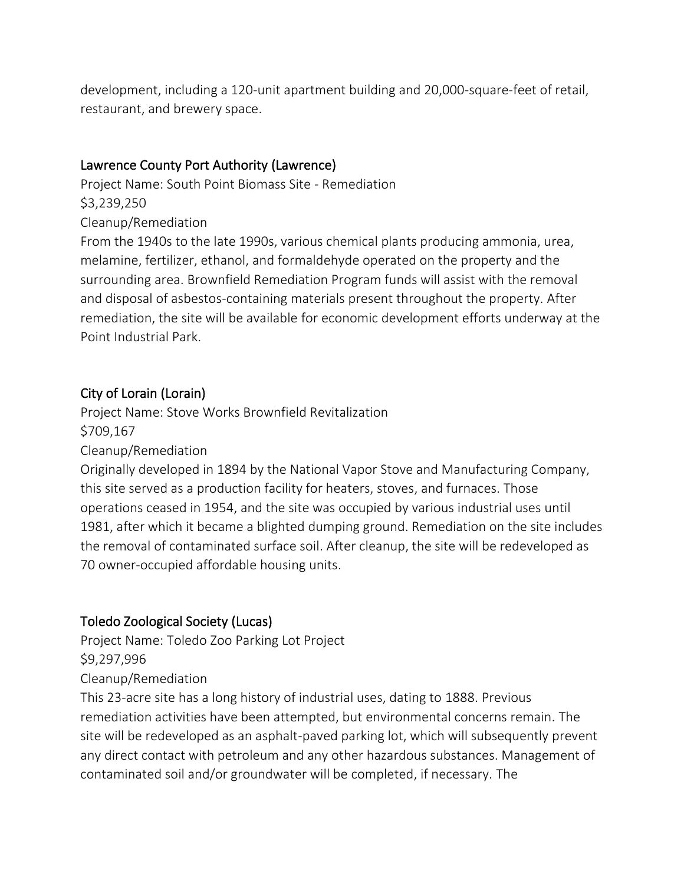development, including a 120-unit apartment building and 20,000-square-feet of retail, restaurant, and brewery space.

### Lawrence County Port Authority (Lawrence)

Project Name: South Point Biomass Site - Remediation
$3,239,250
Cleanup/Remediation
From the 1940s to the late 1990s, various chemical plants producing ammonia, urea, melamine, fertilizer, ethanol, and formaldehyde operated on the property and the surrounding area. Brownfield Remediation Program funds will assist with the removal and disposal of asbestos-containing materials present throughout the property. After remediation, the site will be available for economic development efforts underway at the Point Industrial Park.

### City of Lorain (Lorain)

Project Name: Stove Works Brownfield Revitalization
$709,167
Cleanup/Remediation
Originally developed in 1894 by the National Vapor Stove and Manufacturing Company, this site served as a production facility for heaters, stoves, and furnaces. Those operations ceased in 1954, and the site was occupied by various industrial uses until 1981, after which it became a blighted dumping ground. Remediation on the site includes the removal of contaminated surface soil. After cleanup, the site will be redeveloped as 70 owner-occupied affordable housing units.

### Toledo Zoological Society (Lucas)

Project Name: Toledo Zoo Parking Lot Project
$9,297,996
Cleanup/Remediation
This 23-acre site has a long history of industrial uses, dating to 1888. Previous remediation activities have been attempted, but environmental concerns remain. The site will be redeveloped as an asphalt-paved parking lot, which will subsequently prevent any direct contact with petroleum and any other hazardous substances. Management of contaminated soil and/or groundwater will be completed, if necessary. The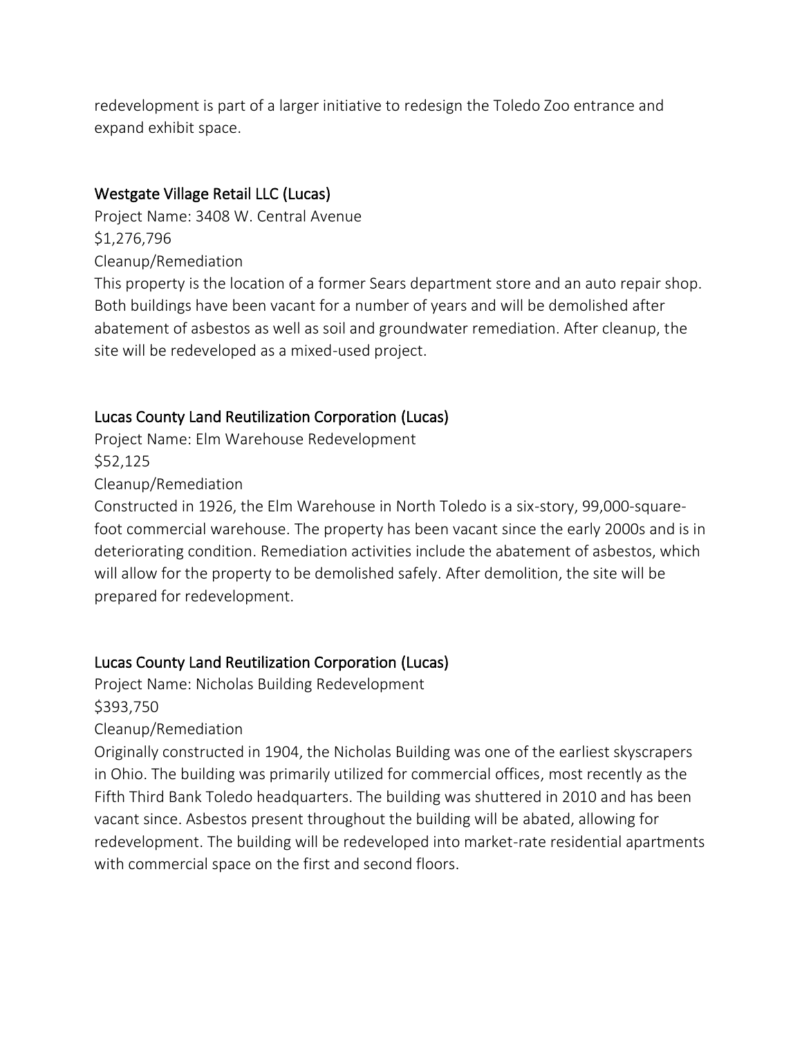redevelopment is part of a larger initiative to redesign the Toledo Zoo entrance and expand exhibit space.

### Westgate Village Retail LLC (Lucas)

Project Name: 3408 W. Central Avenue

$1,276,796

Cleanup/Remediation

This property is the location of a former Sears department store and an auto repair shop. Both buildings have been vacant for a number of years and will be demolished after abatement of asbestos as well as soil and groundwater remediation. After cleanup, the site will be redeveloped as a mixed-used project.

### Lucas County Land Reutilization Corporation (Lucas)

Project Name: Elm Warehouse Redevelopment

$52,125

Cleanup/Remediation

Constructed in 1926, the Elm Warehouse in North Toledo is a six-story, 99,000-square-foot commercial warehouse. The property has been vacant since the early 2000s and is in deteriorating condition. Remediation activities include the abatement of asbestos, which will allow for the property to be demolished safely. After demolition, the site will be prepared for redevelopment.

### Lucas County Land Reutilization Corporation (Lucas)

Project Name: Nicholas Building Redevelopment

$393,750

Cleanup/Remediation

Originally constructed in 1904, the Nicholas Building was one of the earliest skyscrapers in Ohio. The building was primarily utilized for commercial offices, most recently as the Fifth Third Bank Toledo headquarters. The building was shuttered in 2010 and has been vacant since. Asbestos present throughout the building will be abated, allowing for redevelopment. The building will be redeveloped into market-rate residential apartments with commercial space on the first and second floors.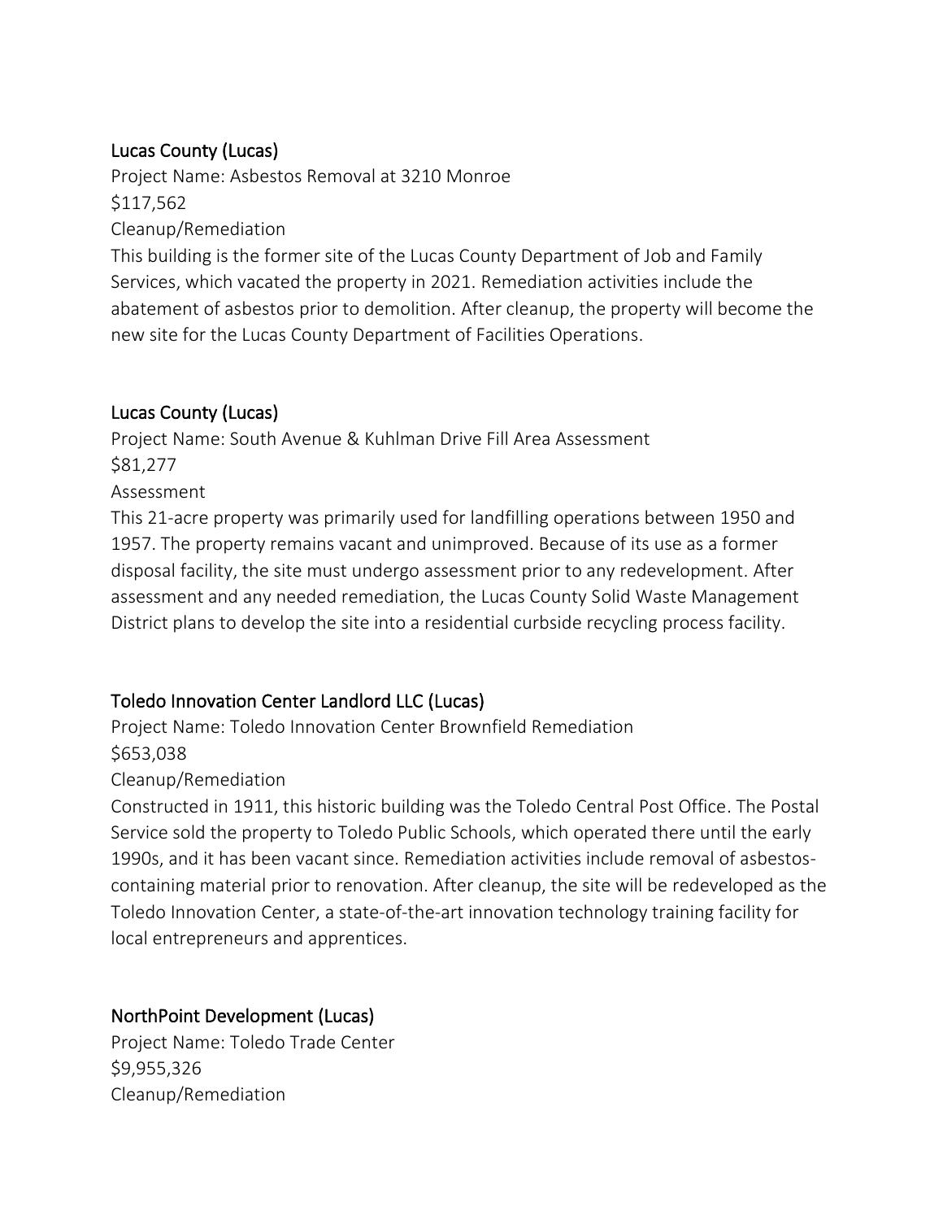### Lucas County (Lucas)

Project Name: Asbestos Removal at 3210 Monroe

$117,562

Cleanup/Remediation

This building is the former site of the Lucas County Department of Job and Family Services, which vacated the property in 2021. Remediation activities include the abatement of asbestos prior to demolition. After cleanup, the property will become the new site for the Lucas County Department of Facilities Operations.

### Lucas County (Lucas)

Project Name: South Avenue & Kuhlman Drive Fill Area Assessment

$81,277

Assessment

This 21-acre property was primarily used for landfilling operations between 1950 and 1957. The property remains vacant and unimproved. Because of its use as a former disposal facility, the site must undergo assessment prior to any redevelopment. After assessment and any needed remediation, the Lucas County Solid Waste Management District plans to develop the site into a residential curbside recycling process facility.

### Toledo Innovation Center Landlord LLC (Lucas)

Project Name: Toledo Innovation Center Brownfield Remediation

$653,038

Cleanup/Remediation

Constructed in 1911, this historic building was the Toledo Central Post Office. The Postal Service sold the property to Toledo Public Schools, which operated there until the early 1990s, and it has been vacant since. Remediation activities include removal of asbestos-containing material prior to renovation. After cleanup, the site will be redeveloped as the Toledo Innovation Center, a state-of-the-art innovation technology training facility for local entrepreneurs and apprentices.

### NorthPoint Development (Lucas)

Project Name: Toledo Trade Center

$9,955,326

Cleanup/Remediation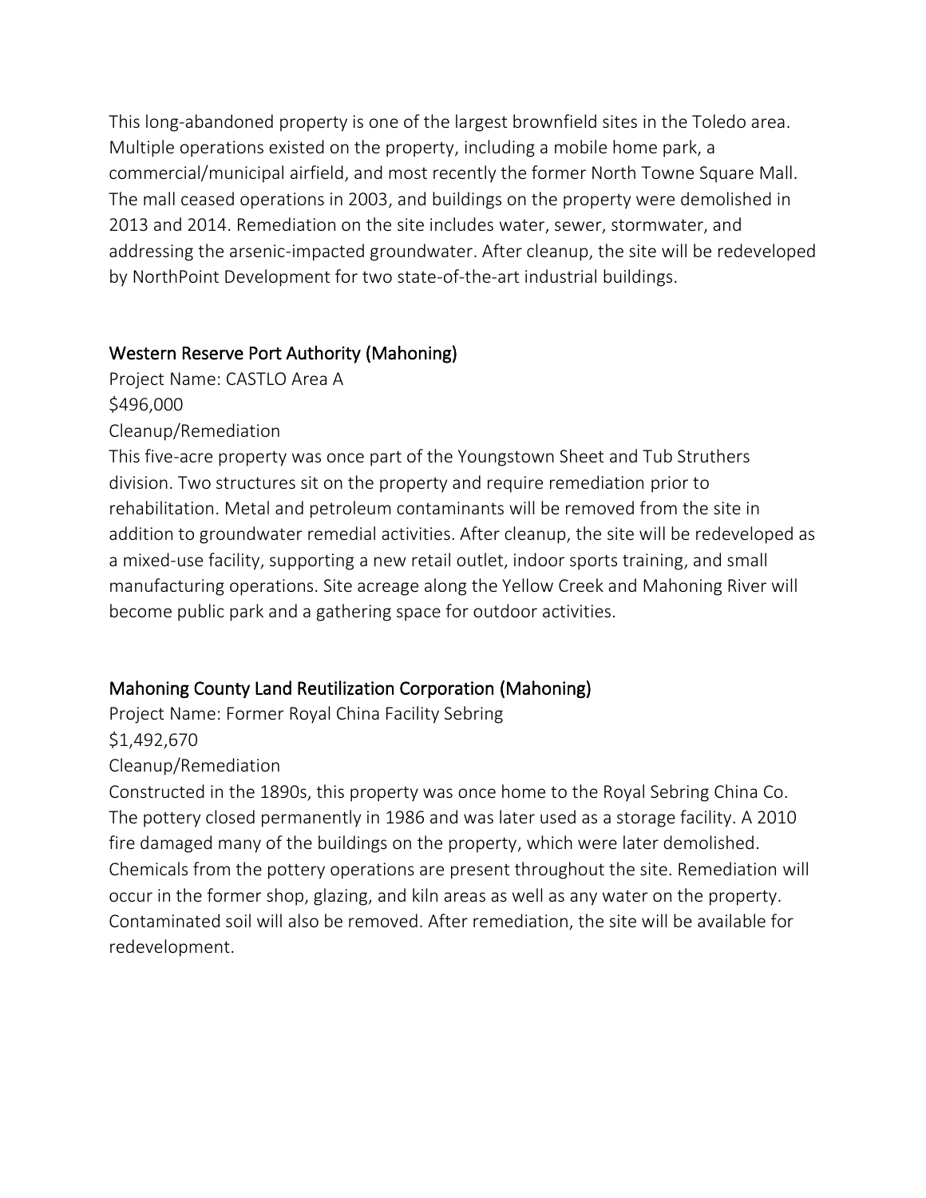This long-abandoned property is one of the largest brownfield sites in the Toledo area. Multiple operations existed on the property, including a mobile home park, a commercial/municipal airfield, and most recently the former North Towne Square Mall. The mall ceased operations in 2003, and buildings on the property were demolished in 2013 and 2014. Remediation on the site includes water, sewer, stormwater, and addressing the arsenic-impacted groundwater. After cleanup, the site will be redeveloped by NorthPoint Development for two state-of-the-art industrial buildings.

### Western Reserve Port Authority (Mahoning)

Project Name: CASTLO Area A
$496,000
Cleanup/Remediation
This five-acre property was once part of the Youngstown Sheet and Tub Struthers division. Two structures sit on the property and require remediation prior to rehabilitation. Metal and petroleum contaminants will be removed from the site in addition to groundwater remedial activities. After cleanup, the site will be redeveloped as a mixed-use facility, supporting a new retail outlet, indoor sports training, and small manufacturing operations. Site acreage along the Yellow Creek and Mahoning River will become public park and a gathering space for outdoor activities.

### Mahoning County Land Reutilization Corporation (Mahoning)

Project Name: Former Royal China Facility Sebring
$1,492,670
Cleanup/Remediation
Constructed in the 1890s, this property was once home to the Royal Sebring China Co. The pottery closed permanently in 1986 and was later used as a storage facility. A 2010 fire damaged many of the buildings on the property, which were later demolished. Chemicals from the pottery operations are present throughout the site. Remediation will occur in the former shop, glazing, and kiln areas as well as any water on the property. Contaminated soil will also be removed. After remediation, the site will be available for redevelopment.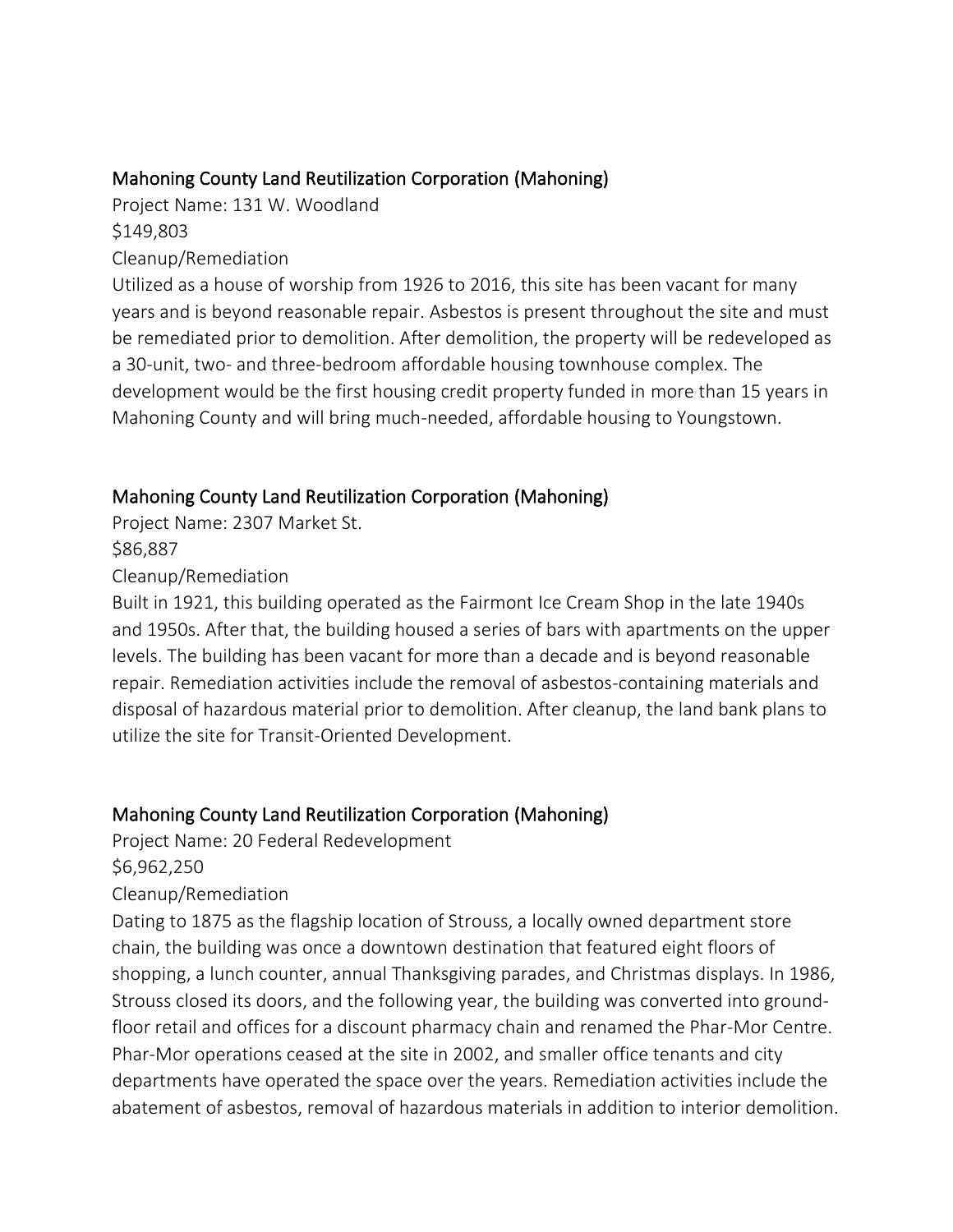## Mahoning County Land Reutilization Corporation (Mahoning)

Project Name: 131 W. Woodland

$149,803

Cleanup/Remediation

Utilized as a house of worship from 1926 to 2016, this site has been vacant for many years and is beyond reasonable repair. Asbestos is present throughout the site and must be remediated prior to demolition. After demolition, the property will be redeveloped as a 30-unit, two- and three-bedroom affordable housing townhouse complex. The development would be the first housing credit property funded in more than 15 years in Mahoning County and will bring much-needed, affordable housing to Youngstown.

## Mahoning County Land Reutilization Corporation (Mahoning)

Project Name: 2307 Market St.

$86,887

Cleanup/Remediation

Built in 1921, this building operated as the Fairmont Ice Cream Shop in the late 1940s and 1950s. After that, the building housed a series of bars with apartments on the upper levels. The building has been vacant for more than a decade and is beyond reasonable repair. Remediation activities include the removal of asbestos-containing materials and disposal of hazardous material prior to demolition. After cleanup, the land bank plans to utilize the site for Transit-Oriented Development.

## Mahoning County Land Reutilization Corporation (Mahoning)

Project Name: 20 Federal Redevelopment

$6,962,250

Cleanup/Remediation

Dating to 1875 as the flagship location of Strouss, a locally owned department store chain, the building was once a downtown destination that featured eight floors of shopping, a lunch counter, annual Thanksgiving parades, and Christmas displays. In 1986, Strouss closed its doors, and the following year, the building was converted into ground-floor retail and offices for a discount pharmacy chain and renamed the Phar-Mor Centre. Phar-Mor operations ceased at the site in 2002, and smaller office tenants and city departments have operated the space over the years. Remediation activities include the abatement of asbestos, removal of hazardous materials in addition to interior demolition.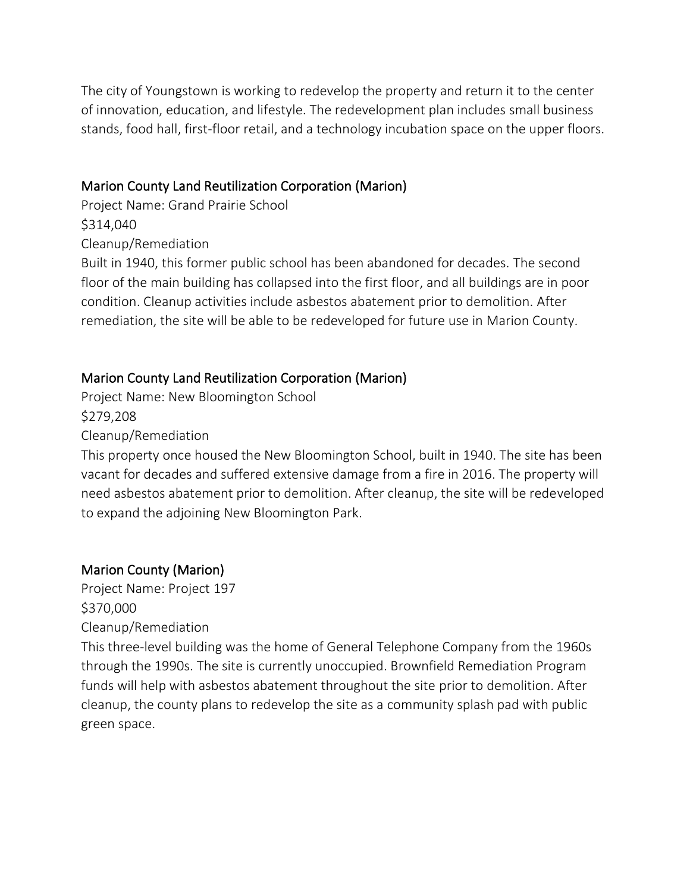The city of Youngstown is working to redevelop the property and return it to the center of innovation, education, and lifestyle. The redevelopment plan includes small business stands, food hall, first-floor retail, and a technology incubation space on the upper floors.

### Marion County Land Reutilization Corporation (Marion)

Project Name: Grand Prairie School

$314,040

Cleanup/Remediation

Built in 1940, this former public school has been abandoned for decades. The second floor of the main building has collapsed into the first floor, and all buildings are in poor condition. Cleanup activities include asbestos abatement prior to demolition. After remediation, the site will be able to be redeveloped for future use in Marion County.

### Marion County Land Reutilization Corporation (Marion)

Project Name: New Bloomington School

$279,208

Cleanup/Remediation

This property once housed the New Bloomington School, built in 1940. The site has been vacant for decades and suffered extensive damage from a fire in 2016. The property will need asbestos abatement prior to demolition. After cleanup, the site will be redeveloped to expand the adjoining New Bloomington Park.

### Marion County (Marion)

Project Name: Project 197

$370,000

Cleanup/Remediation

This three-level building was the home of General Telephone Company from the 1960s through the 1990s. The site is currently unoccupied. Brownfield Remediation Program funds will help with asbestos abatement throughout the site prior to demolition. After cleanup, the county plans to redevelop the site as a community splash pad with public green space.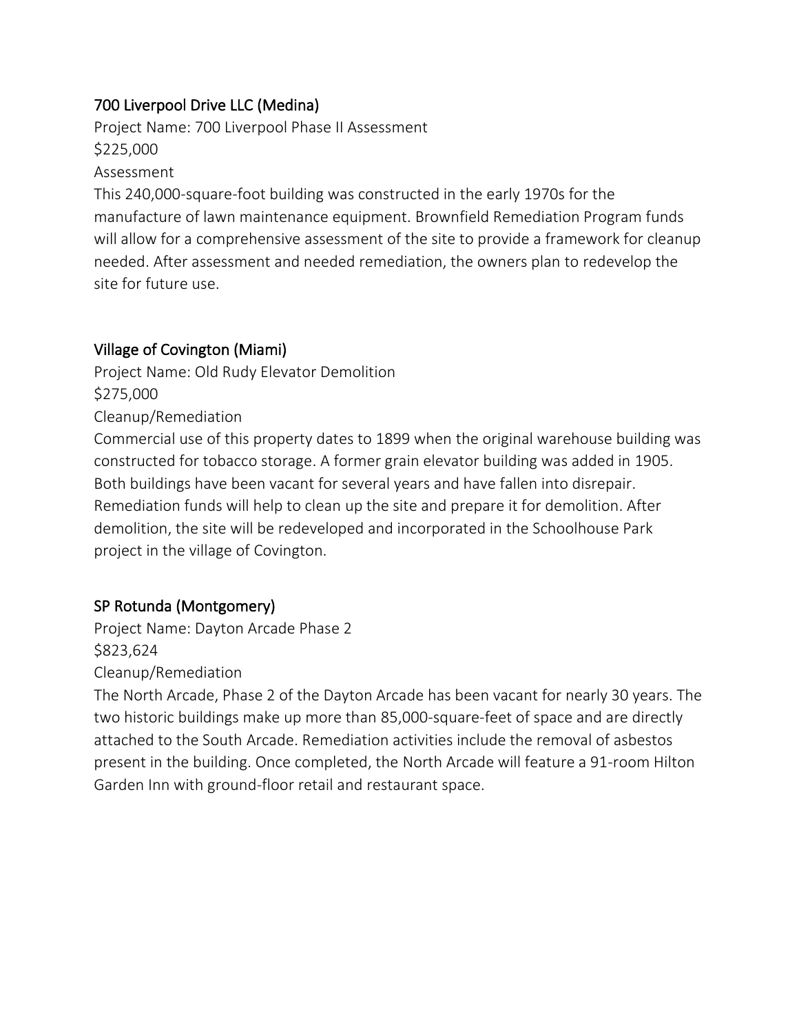### 700 Liverpool Drive LLC (Medina)

Project Name: 700 Liverpool Phase II Assessment
$225,000
Assessment
This 240,000-square-foot building was constructed in the early 1970s for the manufacture of lawn maintenance equipment. Brownfield Remediation Program funds will allow for a comprehensive assessment of the site to provide a framework for cleanup needed. After assessment and needed remediation, the owners plan to redevelop the site for future use.

### Village of Covington (Miami)

Project Name: Old Rudy Elevator Demolition
$275,000
Cleanup/Remediation
Commercial use of this property dates to 1899 when the original warehouse building was constructed for tobacco storage. A former grain elevator building was added in 1905. Both buildings have been vacant for several years and have fallen into disrepair. Remediation funds will help to clean up the site and prepare it for demolition. After demolition, the site will be redeveloped and incorporated in the Schoolhouse Park project in the village of Covington.

### SP Rotunda (Montgomery)

Project Name: Dayton Arcade Phase 2
$823,624
Cleanup/Remediation
The North Arcade, Phase 2 of the Dayton Arcade has been vacant for nearly 30 years. The two historic buildings make up more than 85,000-square-feet of space and are directly attached to the South Arcade. Remediation activities include the removal of asbestos present in the building. Once completed, the North Arcade will feature a 91-room Hilton Garden Inn with ground-floor retail and restaurant space.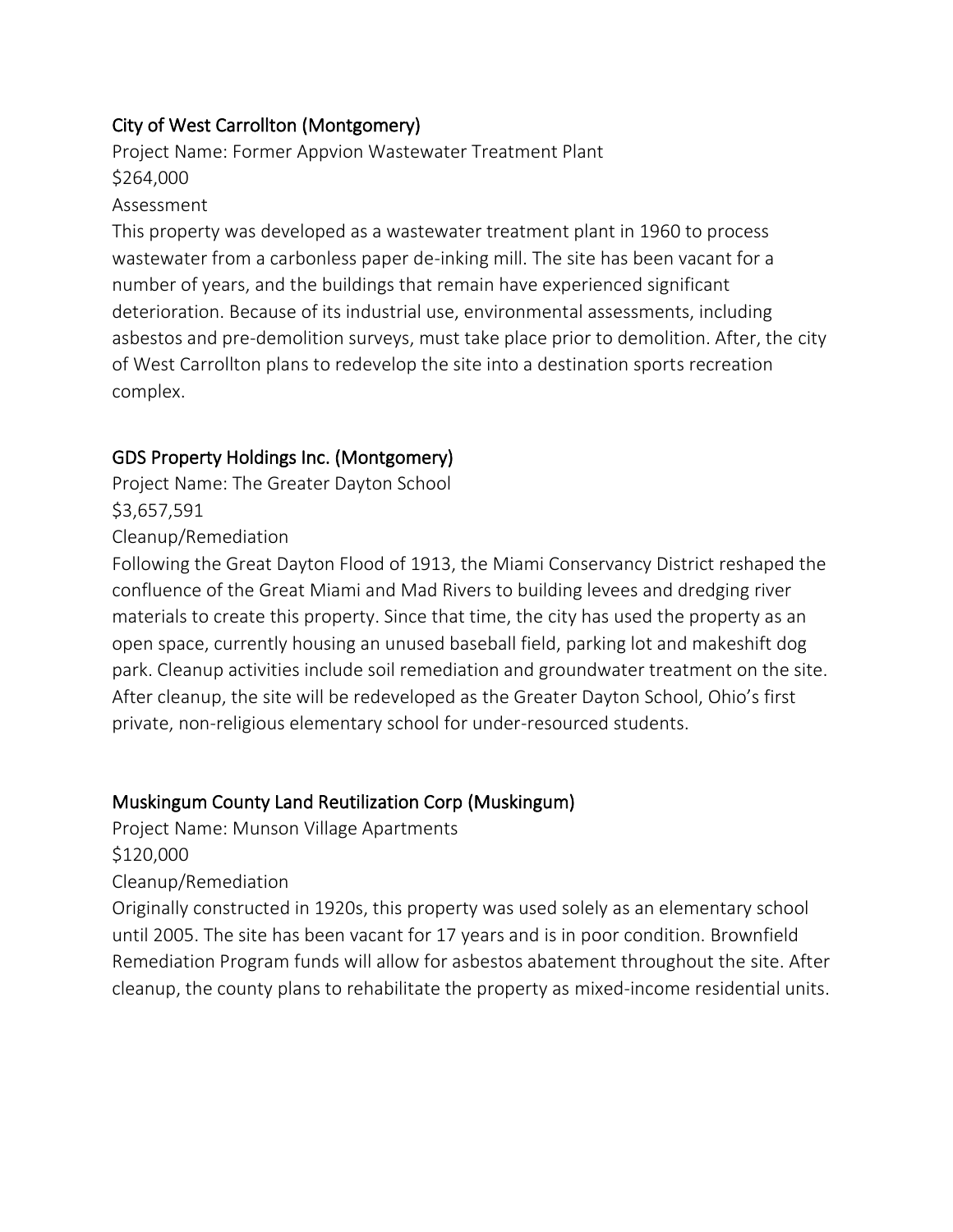## City of West Carrollton (Montgomery)

Project Name: Former Appvion Wastewater Treatment Plant

$264,000

Assessment

This property was developed as a wastewater treatment plant in 1960 to process wastewater from a carbonless paper de-inking mill. The site has been vacant for a number of years, and the buildings that remain have experienced significant deterioration. Because of its industrial use, environmental assessments, including asbestos and pre-demolition surveys, must take place prior to demolition. After, the city of West Carrollton plans to redevelop the site into a destination sports recreation complex.

## GDS Property Holdings Inc. (Montgomery)

Project Name: The Greater Dayton School

$3,657,591

Cleanup/Remediation

Following the Great Dayton Flood of 1913, the Miami Conservancy District reshaped the confluence of the Great Miami and Mad Rivers to building levees and dredging river materials to create this property. Since that time, the city has used the property as an open space, currently housing an unused baseball field, parking lot and makeshift dog park. Cleanup activities include soil remediation and groundwater treatment on the site. After cleanup, the site will be redeveloped as the Greater Dayton School, Ohio's first private, non-religious elementary school for under-resourced students.

## Muskingum County Land Reutilization Corp (Muskingum)

Project Name: Munson Village Apartments

$120,000

Cleanup/Remediation

Originally constructed in 1920s, this property was used solely as an elementary school until 2005. The site has been vacant for 17 years and is in poor condition. Brownfield Remediation Program funds will allow for asbestos abatement throughout the site. After cleanup, the county plans to rehabilitate the property as mixed-income residential units.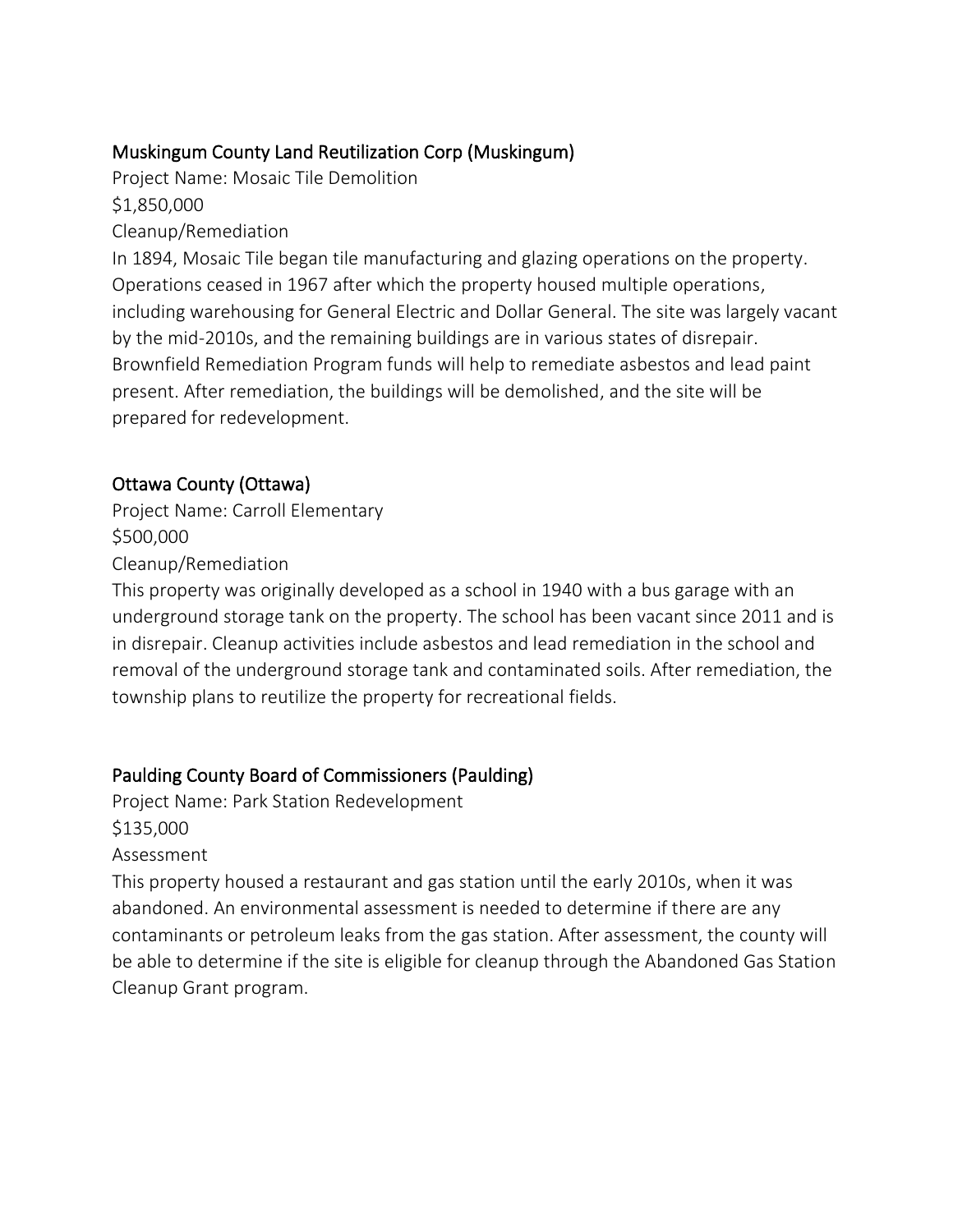## Muskingum County Land Reutilization Corp (Muskingum)

Project Name: Mosaic Tile Demolition

$1,850,000

Cleanup/Remediation

In 1894, Mosaic Tile began tile manufacturing and glazing operations on the property. Operations ceased in 1967 after which the property housed multiple operations, including warehousing for General Electric and Dollar General. The site was largely vacant by the mid-2010s, and the remaining buildings are in various states of disrepair. Brownfield Remediation Program funds will help to remediate asbestos and lead paint present. After remediation, the buildings will be demolished, and the site will be prepared for redevelopment.

## Ottawa County (Ottawa)

Project Name: Carroll Elementary

$500,000

Cleanup/Remediation

This property was originally developed as a school in 1940 with a bus garage with an underground storage tank on the property. The school has been vacant since 2011 and is in disrepair. Cleanup activities include asbestos and lead remediation in the school and removal of the underground storage tank and contaminated soils. After remediation, the township plans to reutilize the property for recreational fields.

## Paulding County Board of Commissioners (Paulding)

Project Name: Park Station Redevelopment

$135,000

Assessment

This property housed a restaurant and gas station until the early 2010s, when it was abandoned. An environmental assessment is needed to determine if there are any contaminants or petroleum leaks from the gas station. After assessment, the county will be able to determine if the site is eligible for cleanup through the Abandoned Gas Station Cleanup Grant program.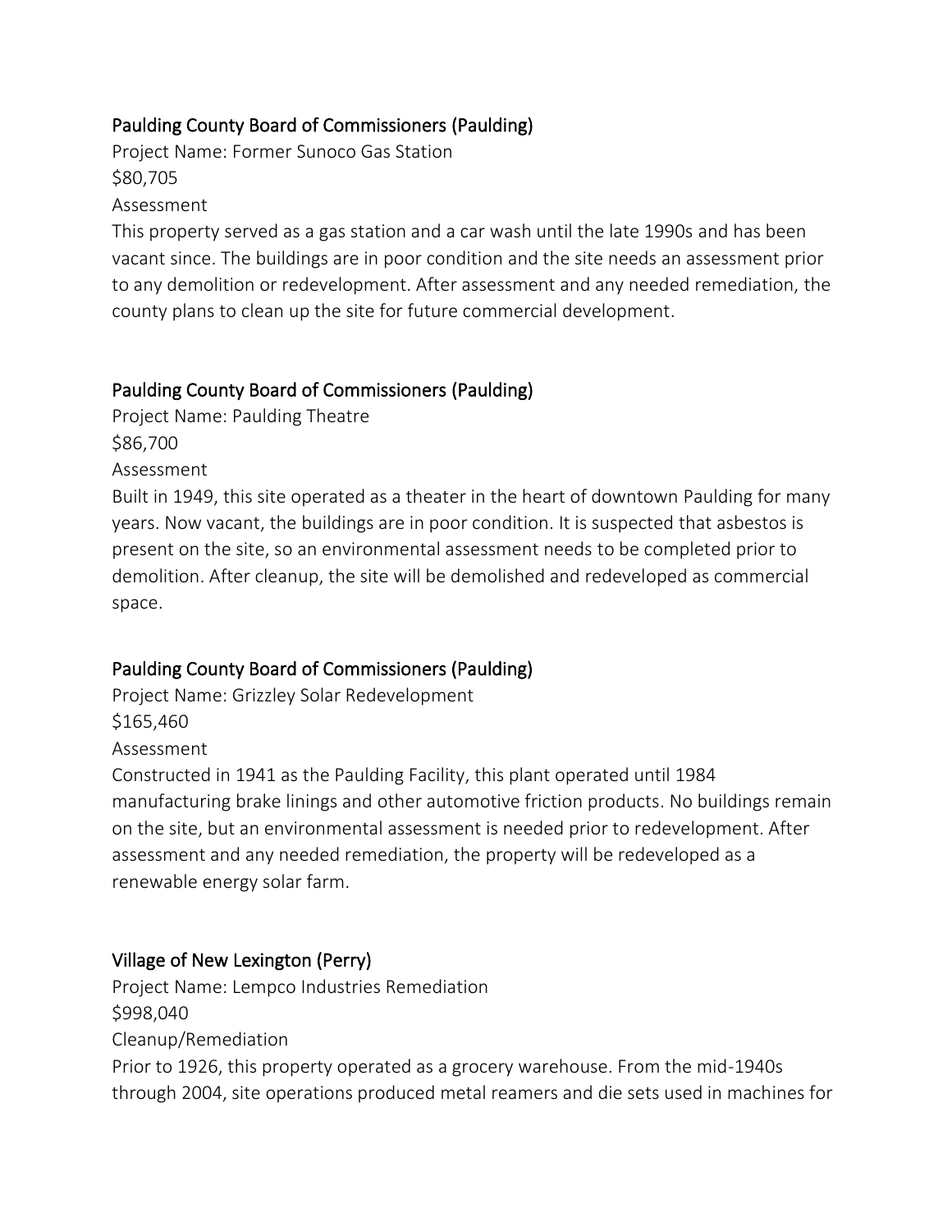### Paulding County Board of Commissioners (Paulding)

Project Name: Former Sunoco Gas Station
$80,705
Assessment
This property served as a gas station and a car wash until the late 1990s and has been vacant since. The buildings are in poor condition and the site needs an assessment prior to any demolition or redevelopment. After assessment and any needed remediation, the county plans to clean up the site for future commercial development.

### Paulding County Board of Commissioners (Paulding)

Project Name: Paulding Theatre
$86,700
Assessment
Built in 1949, this site operated as a theater in the heart of downtown Paulding for many years. Now vacant, the buildings are in poor condition. It is suspected that asbestos is present on the site, so an environmental assessment needs to be completed prior to demolition. After cleanup, the site will be demolished and redeveloped as commercial space.

### Paulding County Board of Commissioners (Paulding)

Project Name: Grizzley Solar Redevelopment
$165,460
Assessment
Constructed in 1941 as the Paulding Facility, this plant operated until 1984 manufacturing brake linings and other automotive friction products. No buildings remain on the site, but an environmental assessment is needed prior to redevelopment. After assessment and any needed remediation, the property will be redeveloped as a renewable energy solar farm.

### Village of New Lexington (Perry)

Project Name: Lempco Industries Remediation
$998,040
Cleanup/Remediation
Prior to 1926, this property operated as a grocery warehouse. From the mid-1940s through 2004, site operations produced metal reamers and die sets used in machines for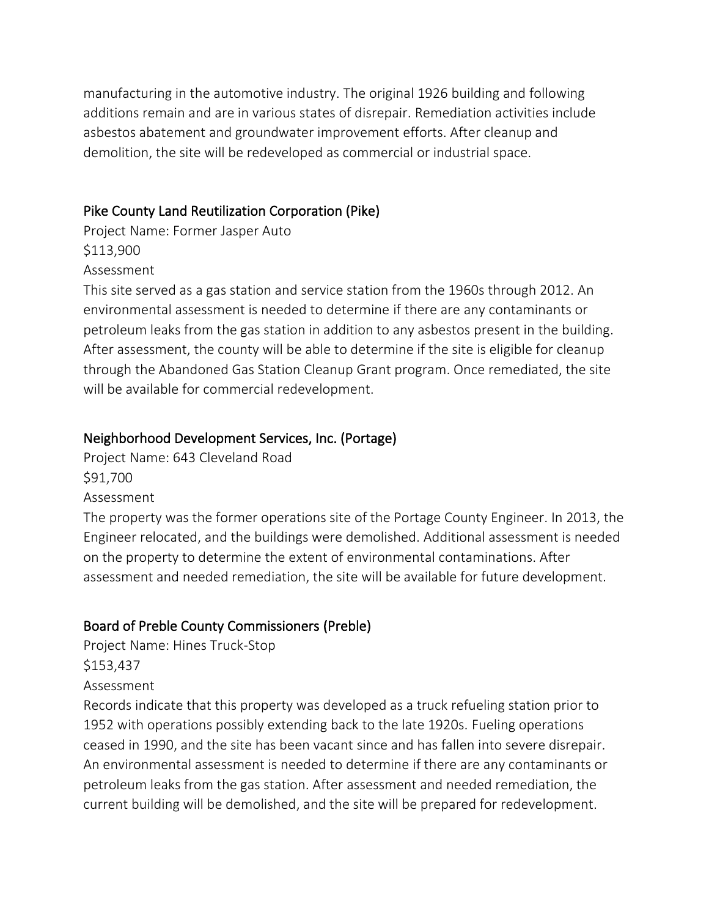manufacturing in the automotive industry. The original 1926 building and following additions remain and are in various states of disrepair. Remediation activities include asbestos abatement and groundwater improvement efforts. After cleanup and demolition, the site will be redeveloped as commercial or industrial space.

### Pike County Land Reutilization Corporation (Pike)

Project Name: Former Jasper Auto
$113,900
Assessment
This site served as a gas station and service station from the 1960s through 2012. An environmental assessment is needed to determine if there are any contaminants or petroleum leaks from the gas station in addition to any asbestos present in the building. After assessment, the county will be able to determine if the site is eligible for cleanup through the Abandoned Gas Station Cleanup Grant program. Once remediated, the site will be available for commercial redevelopment.

### Neighborhood Development Services, Inc. (Portage)

Project Name: 643 Cleveland Road
$91,700
Assessment
The property was the former operations site of the Portage County Engineer. In 2013, the Engineer relocated, and the buildings were demolished. Additional assessment is needed on the property to determine the extent of environmental contaminations. After assessment and needed remediation, the site will be available for future development.

### Board of Preble County Commissioners (Preble)

Project Name: Hines Truck-Stop
$153,437
Assessment
Records indicate that this property was developed as a truck refueling station prior to 1952 with operations possibly extending back to the late 1920s. Fueling operations ceased in 1990, and the site has been vacant since and has fallen into severe disrepair. An environmental assessment is needed to determine if there are any contaminants or petroleum leaks from the gas station. After assessment and needed remediation, the current building will be demolished, and the site will be prepared for redevelopment.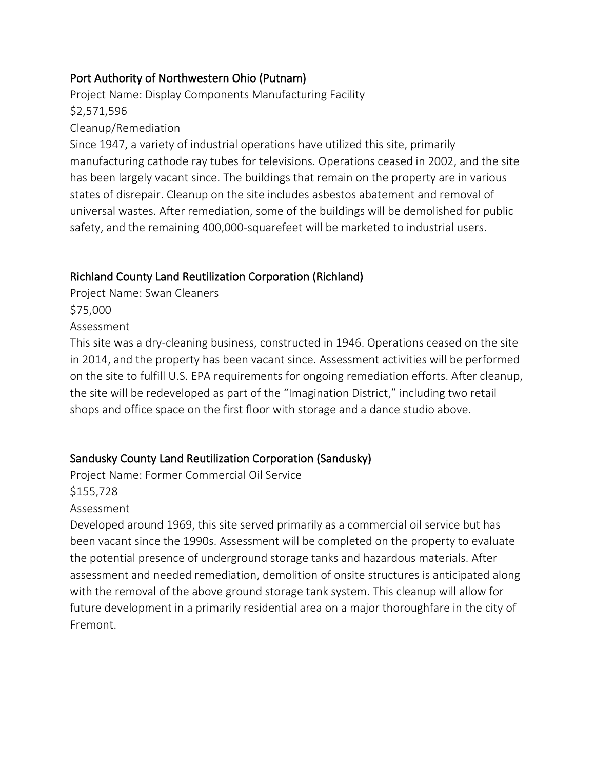### Port Authority of Northwestern Ohio (Putnam)

Project Name: Display Components Manufacturing Facility

$2,571,596

Cleanup/Remediation

Since 1947, a variety of industrial operations have utilized this site, primarily manufacturing cathode ray tubes for televisions. Operations ceased in 2002, and the site has been largely vacant since. The buildings that remain on the property are in various states of disrepair. Cleanup on the site includes asbestos abatement and removal of universal wastes. After remediation, some of the buildings will be demolished for public safety, and the remaining 400,000-squarefeet will be marketed to industrial users.

### Richland County Land Reutilization Corporation (Richland)

Project Name: Swan Cleaners

$75,000

Assessment

This site was a dry-cleaning business, constructed in 1946. Operations ceased on the site in 2014, and the property has been vacant since. Assessment activities will be performed on the site to fulfill U.S. EPA requirements for ongoing remediation efforts. After cleanup, the site will be redeveloped as part of the "Imagination District," including two retail shops and office space on the first floor with storage and a dance studio above.

### Sandusky County Land Reutilization Corporation (Sandusky)

Project Name: Former Commercial Oil Service

$155,728

Assessment

Developed around 1969, this site served primarily as a commercial oil service but has been vacant since the 1990s. Assessment will be completed on the property to evaluate the potential presence of underground storage tanks and hazardous materials. After assessment and needed remediation, demolition of onsite structures is anticipated along with the removal of the above ground storage tank system. This cleanup will allow for future development in a primarily residential area on a major thoroughfare in the city of Fremont.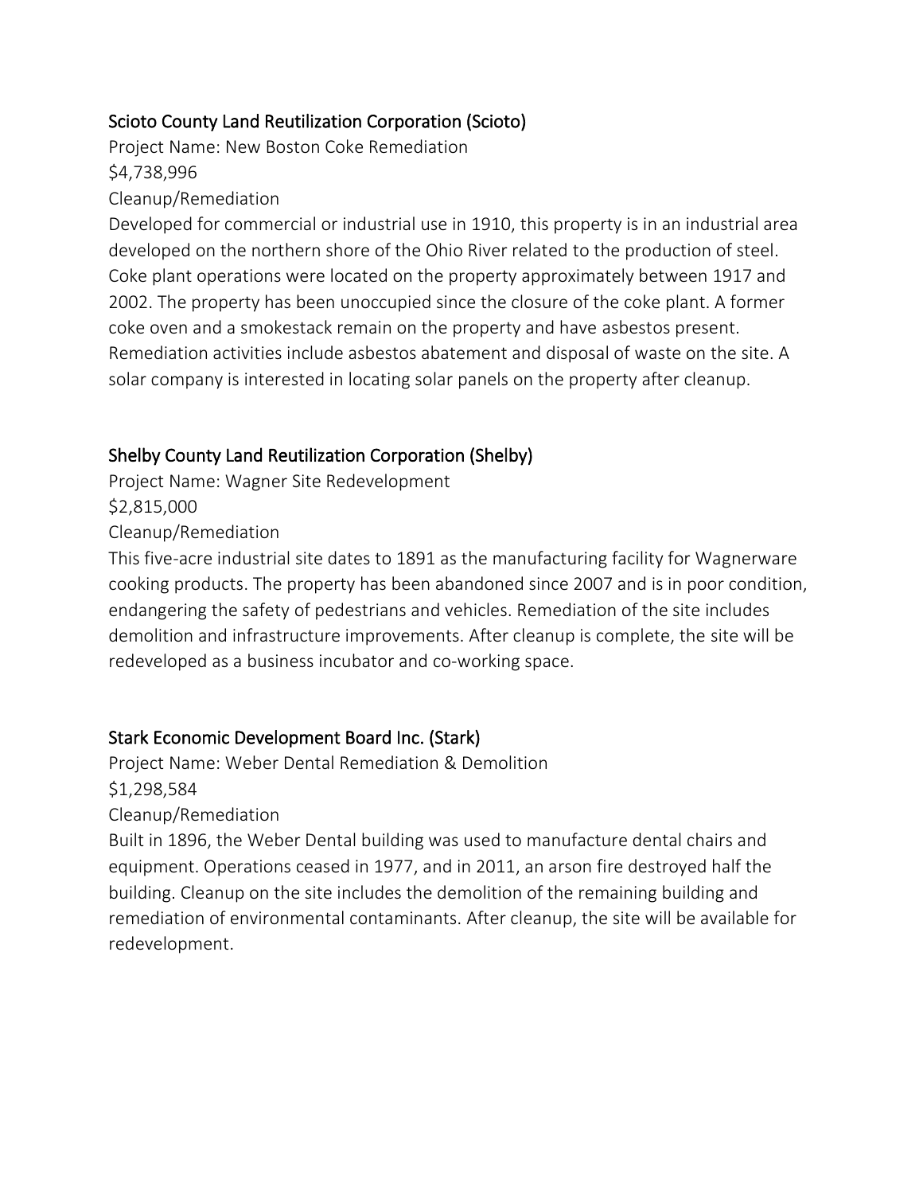### Scioto County Land Reutilization Corporation (Scioto)

Project Name: New Boston Coke Remediation

$4,738,996

Cleanup/Remediation

Developed for commercial or industrial use in 1910, this property is in an industrial area developed on the northern shore of the Ohio River related to the production of steel. Coke plant operations were located on the property approximately between 1917 and 2002. The property has been unoccupied since the closure of the coke plant. A former coke oven and a smokestack remain on the property and have asbestos present. Remediation activities include asbestos abatement and disposal of waste on the site. A solar company is interested in locating solar panels on the property after cleanup.

### Shelby County Land Reutilization Corporation (Shelby)

Project Name: Wagner Site Redevelopment

$2,815,000

Cleanup/Remediation

This five-acre industrial site dates to 1891 as the manufacturing facility for Wagnerware cooking products. The property has been abandoned since 2007 and is in poor condition, endangering the safety of pedestrians and vehicles. Remediation of the site includes demolition and infrastructure improvements. After cleanup is complete, the site will be redeveloped as a business incubator and co-working space.

### Stark Economic Development Board Inc. (Stark)

Project Name: Weber Dental Remediation & Demolition

$1,298,584

Cleanup/Remediation

Built in 1896, the Weber Dental building was used to manufacture dental chairs and equipment. Operations ceased in 1977, and in 2011, an arson fire destroyed half the building. Cleanup on the site includes the demolition of the remaining building and remediation of environmental contaminants. After cleanup, the site will be available for redevelopment.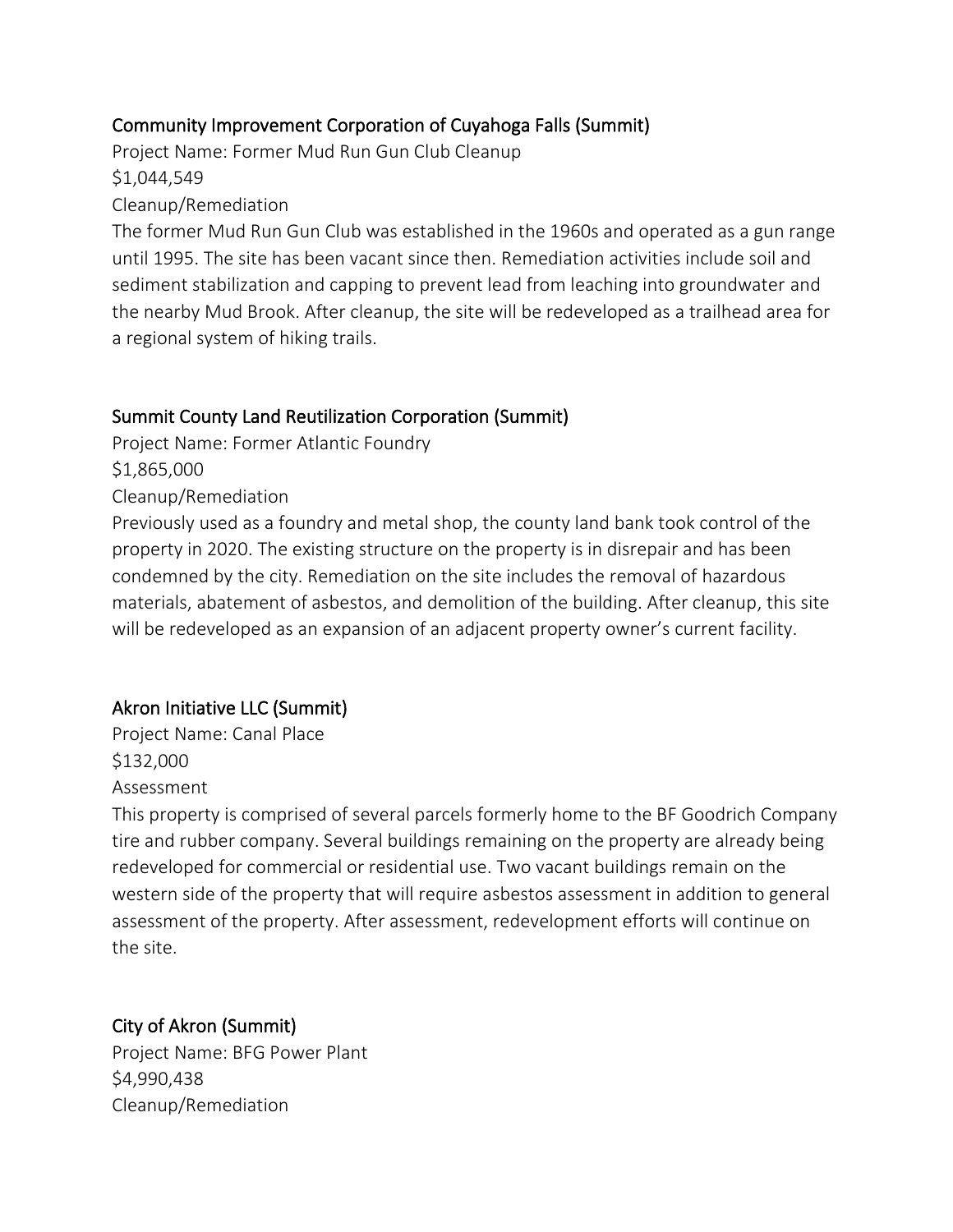### Community Improvement Corporation of Cuyahoga Falls (Summit)

Project Name: Former Mud Run Gun Club Cleanup

$1,044,549

Cleanup/Remediation

The former Mud Run Gun Club was established in the 1960s and operated as a gun range until 1995. The site has been vacant since then. Remediation activities include soil and sediment stabilization and capping to prevent lead from leaching into groundwater and the nearby Mud Brook. After cleanup, the site will be redeveloped as a trailhead area for a regional system of hiking trails.

### Summit County Land Reutilization Corporation (Summit)

Project Name: Former Atlantic Foundry

$1,865,000

Cleanup/Remediation

Previously used as a foundry and metal shop, the county land bank took control of the property in 2020. The existing structure on the property is in disrepair and has been condemned by the city. Remediation on the site includes the removal of hazardous materials, abatement of asbestos, and demolition of the building. After cleanup, this site will be redeveloped as an expansion of an adjacent property owner's current facility.

### Akron Initiative LLC (Summit)

Project Name: Canal Place

$132,000

Assessment

This property is comprised of several parcels formerly home to the BF Goodrich Company tire and rubber company. Several buildings remaining on the property are already being redeveloped for commercial or residential use. Two vacant buildings remain on the western side of the property that will require asbestos assessment in addition to general assessment of the property. After assessment, redevelopment efforts will continue on the site.

### City of Akron (Summit)

Project Name: BFG Power Plant

$4,990,438

Cleanup/Remediation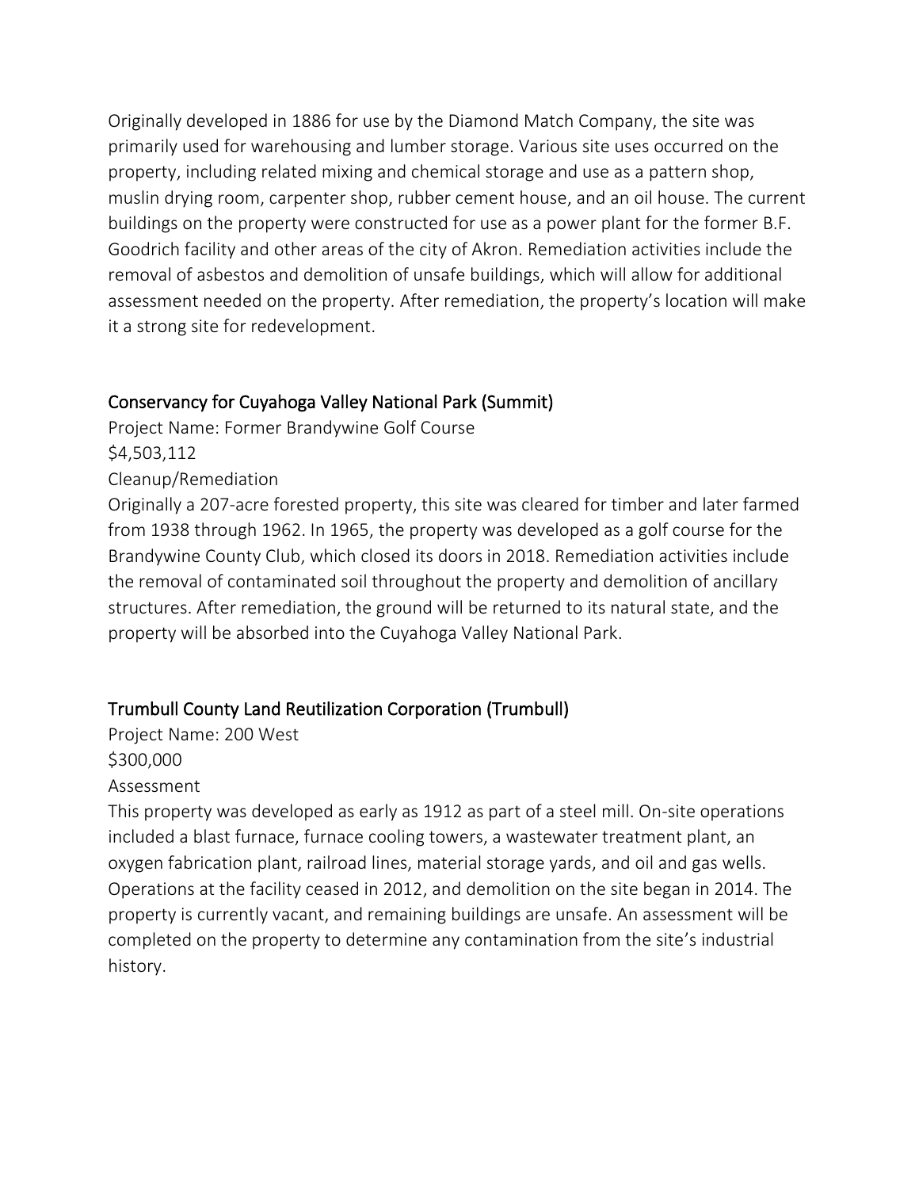Originally developed in 1886 for use by the Diamond Match Company, the site was primarily used for warehousing and lumber storage. Various site uses occurred on the property, including related mixing and chemical storage and use as a pattern shop, muslin drying room, carpenter shop, rubber cement house, and an oil house. The current buildings on the property were constructed for use as a power plant for the former B.F. Goodrich facility and other areas of the city of Akron. Remediation activities include the removal of asbestos and demolition of unsafe buildings, which will allow for additional assessment needed on the property. After remediation, the property's location will make it a strong site for redevelopment.

## Conservancy for Cuyahoga Valley National Park (Summit)

Project Name: Former Brandywine Golf Course
$4,503,112
Cleanup/Remediation
Originally a 207-acre forested property, this site was cleared for timber and later farmed from 1938 through 1962. In 1965, the property was developed as a golf course for the Brandywine County Club, which closed its doors in 2018. Remediation activities include the removal of contaminated soil throughout the property and demolition of ancillary structures. After remediation, the ground will be returned to its natural state, and the property will be absorbed into the Cuyahoga Valley National Park.

## Trumbull County Land Reutilization Corporation (Trumbull)

Project Name: 200 West
$300,000
Assessment
This property was developed as early as 1912 as part of a steel mill. On-site operations included a blast furnace, furnace cooling towers, a wastewater treatment plant, an oxygen fabrication plant, railroad lines, material storage yards, and oil and gas wells. Operations at the facility ceased in 2012, and demolition on the site began in 2014. The property is currently vacant, and remaining buildings are unsafe. An assessment will be completed on the property to determine any contamination from the site's industrial history.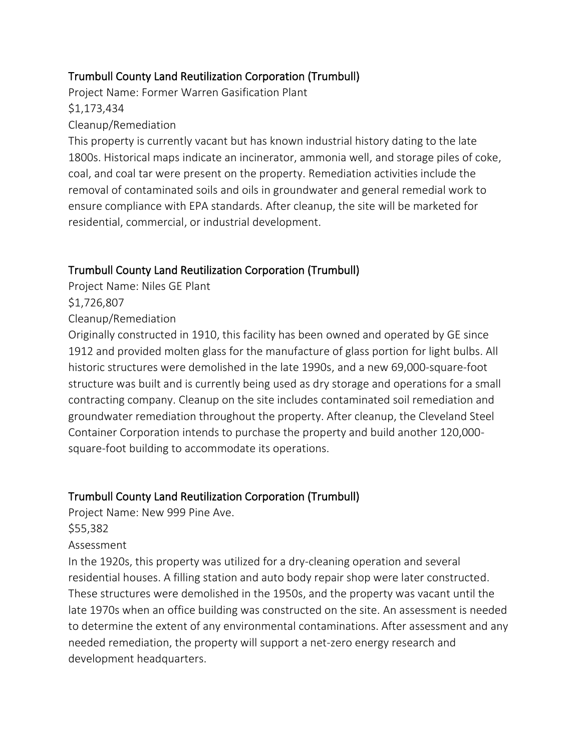## Trumbull County Land Reutilization Corporation (Trumbull)

Project Name: Former Warren Gasification Plant

$1,173,434

Cleanup/Remediation

This property is currently vacant but has known industrial history dating to the late 1800s. Historical maps indicate an incinerator, ammonia well, and storage piles of coke, coal, and coal tar were present on the property. Remediation activities include the removal of contaminated soils and oils in groundwater and general remedial work to ensure compliance with EPA standards. After cleanup, the site will be marketed for residential, commercial, or industrial development.

## Trumbull County Land Reutilization Corporation (Trumbull)

Project Name: Niles GE Plant

$1,726,807

Cleanup/Remediation

Originally constructed in 1910, this facility has been owned and operated by GE since 1912 and provided molten glass for the manufacture of glass portion for light bulbs. All historic structures were demolished in the late 1990s, and a new 69,000-square-foot structure was built and is currently being used as dry storage and operations for a small contracting company. Cleanup on the site includes contaminated soil remediation and groundwater remediation throughout the property. After cleanup, the Cleveland Steel Container Corporation intends to purchase the property and build another 120,000-square-foot building to accommodate its operations.

## Trumbull County Land Reutilization Corporation (Trumbull)

Project Name: New 999 Pine Ave.

$55,382

Assessment

In the 1920s, this property was utilized for a dry-cleaning operation and several residential houses. A filling station and auto body repair shop were later constructed. These structures were demolished in the 1950s, and the property was vacant until the late 1970s when an office building was constructed on the site. An assessment is needed to determine the extent of any environmental contaminations. After assessment and any needed remediation, the property will support a net-zero energy research and development headquarters.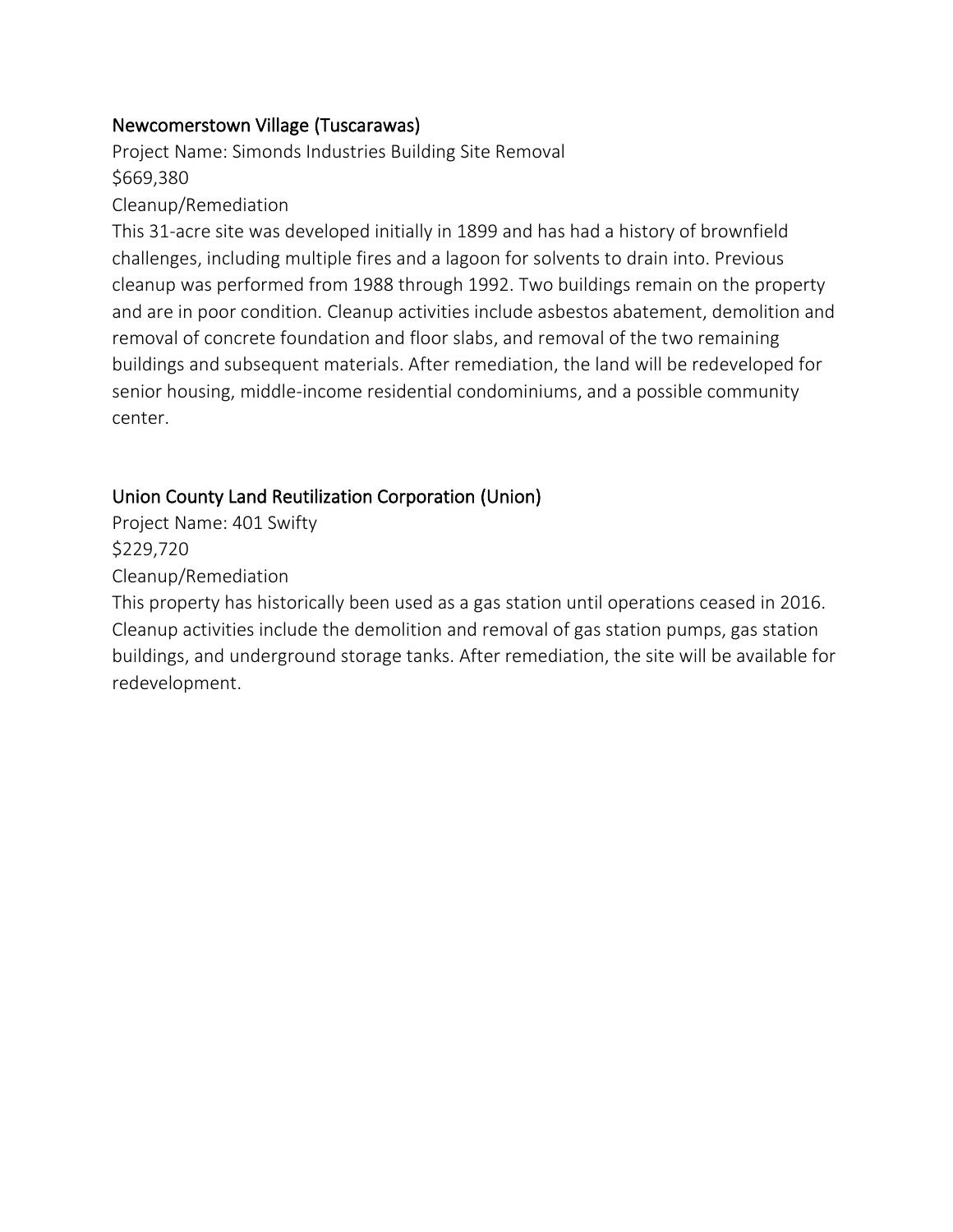### Newcomerstown Village (Tuscarawas)

Project Name: Simonds Industries Building Site Removal

$669,380

Cleanup/Remediation

This 31-acre site was developed initially in 1899 and has had a history of brownfield challenges, including multiple fires and a lagoon for solvents to drain into. Previous cleanup was performed from 1988 through 1992. Two buildings remain on the property and are in poor condition. Cleanup activities include asbestos abatement, demolition and removal of concrete foundation and floor slabs, and removal of the two remaining buildings and subsequent materials. After remediation, the land will be redeveloped for senior housing, middle-income residential condominiums, and a possible community center.

### Union County Land Reutilization Corporation (Union)

Project Name: 401 Swifty

$229,720

Cleanup/Remediation

This property has historically been used as a gas station until operations ceased in 2016. Cleanup activities include the demolition and removal of gas station pumps, gas station buildings, and underground storage tanks. After remediation, the site will be available for redevelopment.